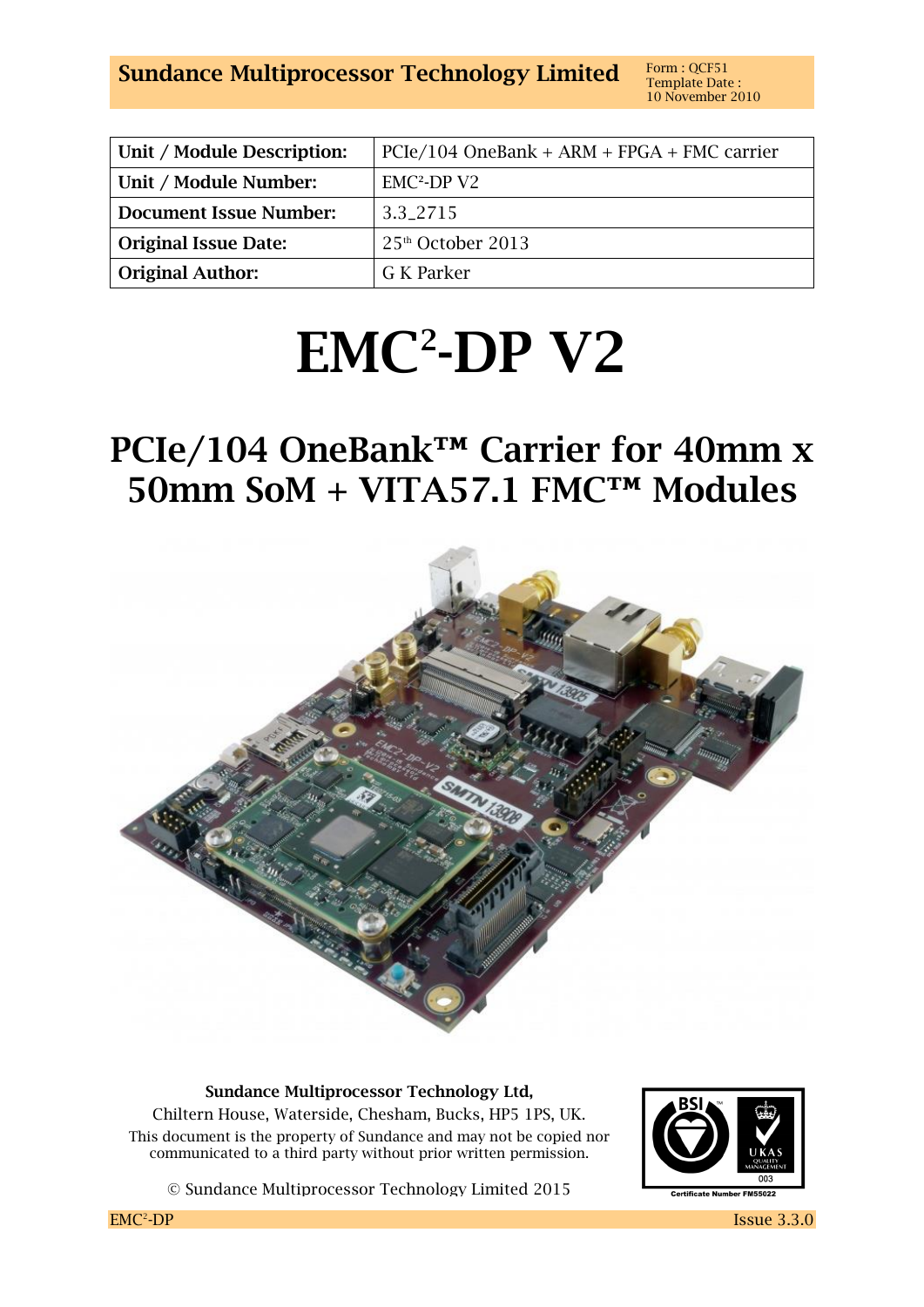Sundance Multiprocessor Technology Limited

Form : QCF51
Template Date : 10 November 2010

| Unit / Module Description: | PCIe/104 OneBank + ARM + FPGA + FMC carrier |
|---|---|
| Unit / Module Number: | EMC²-DP V2 |
| Document Issue Number: | 3.3_2715 |
| Original Issue Date: | 25th October 2013 |
| Original Author: | G K Parker |

# EMC²-DP V2

## PCIe/104 OneBank™ Carrier for 40mm x 50mm SoM + VITA57.1 FMC™ Modules

**Sundance Multiprocessor Technology Ltd,**
Chiltern House, Waterside, Chesham, Bucks, HP5 1PS, UK.
This document is the property of Sundance and may not be copied nor communicated to a third party without prior written permission.

© Sundance Multiprocessor Technology Limited 2015

Certificate Number FM55022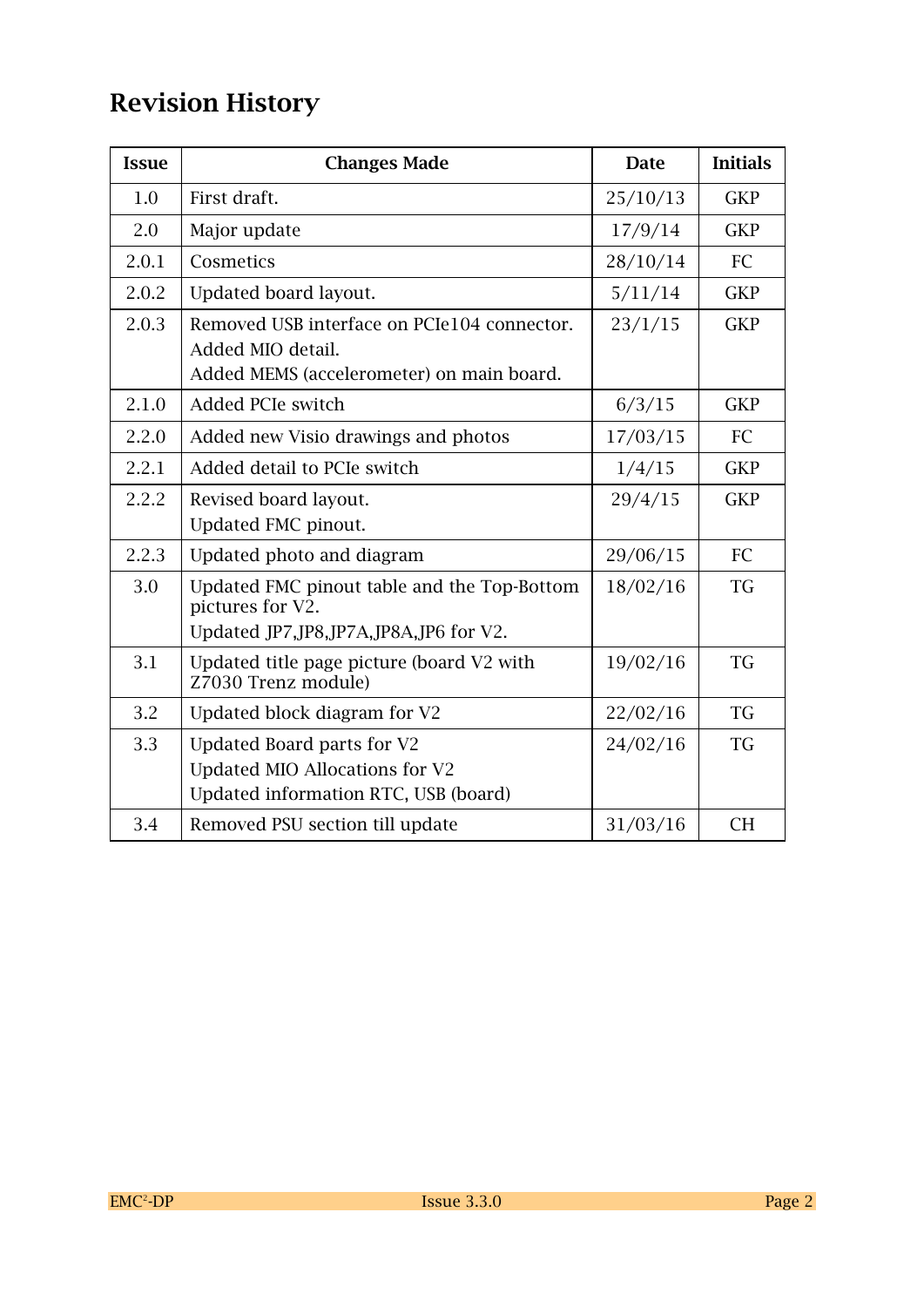# Revision History

| Issue | Changes Made | Date | Initials |
|---|---|---|---|
| 1.0 | First draft. | 25/10/13 | GKP |
| 2.0 | Major update | 17/9/14 | GKP |
| 2.0.1 | Cosmetics | 28/10/14 | FC |
| 2.0.2 | Updated board layout. | 5/11/14 | GKP |
| 2.0.3 | Removed USB interface on PCIe104 connector.<br>Added MIO detail.<br>Added MEMS (accelerometer) on main board. | 23/1/15 | GKP |
| 2.1.0 | Added PCIe switch | 6/3/15 | GKP |
| 2.2.0 | Added new Visio drawings and photos | 17/03/15 | FC |
| 2.2.1 | Added detail to PCIe switch | 1/4/15 | GKP |
| 2.2.2 | Revised board layout.<br>Updated FMC pinout. | 29/4/15 | GKP |
| 2.2.3 | Updated photo and diagram | 29/06/15 | FC |
| 3.0 | Updated FMC pinout table and the Top-Bottom pictures for V2.<br>Updated JP7,JP8,JP7A,JP8A,JP6 for V2. | 18/02/16 | TG |
| 3.1 | Updated title page picture (board V2 with Z7030 Trenz module) | 19/02/16 | TG |
| 3.2 | Updated block diagram for V2 | 22/02/16 | TG |
| 3.3 | Updated Board parts for V2<br>Updated MIO Allocations for V2<br>Updated information RTC, USB (board) | 24/02/16 | TG |
| 3.4 | Removed PSU section till update | 31/03/16 | CH |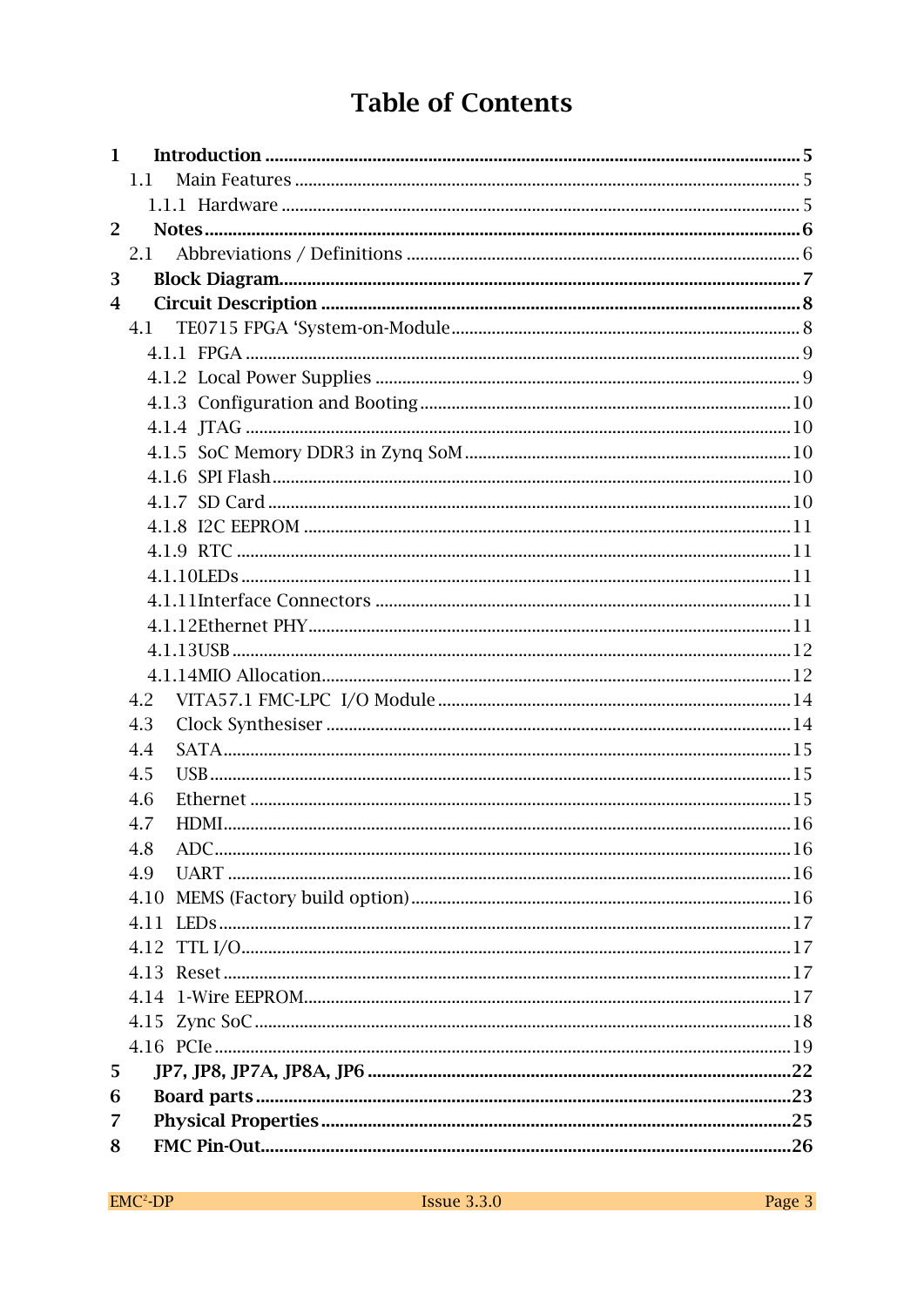# Table of Contents

- **1 Introduction** ..... **5**
  - 1.1 Main Features ..... 5
    - 1.1.1 Hardware ..... 5
- **2 Notes** ..... **6**
  - 2.1 Abbreviations / Definitions ..... 6
- **3 Block Diagram** ..... **7**
- **4 Circuit Description** ..... **8**
  - 4.1 TE0715 FPGA 'System-on-Module ..... 8
    - 4.1.1 FPGA ..... 9
    - 4.1.2 Local Power Supplies ..... 9
    - 4.1.3 Configuration and Booting ..... 10
    - 4.1.4 JTAG ..... 10
    - 4.1.5 SoC Memory DDR3 in Zynq SoM ..... 10
    - 4.1.6 SPI Flash ..... 10
    - 4.1.7 SD Card ..... 10
    - 4.1.8 I2C EEPROM ..... 11
    - 4.1.9 RTC ..... 11
    - 4.1.10 LEDs ..... 11
    - 4.1.11 Interface Connectors ..... 11
    - 4.1.12 Ethernet PHY ..... 11
    - 4.1.13 USB ..... 12
    - 4.1.14 MIO Allocation ..... 12
  - 4.2 VITA57.1 FMC-LPC I/O Module ..... 14
  - 4.3 Clock Synthesiser ..... 14
  - 4.4 SATA ..... 15
  - 4.5 USB ..... 15
  - 4.6 Ethernet ..... 15
  - 4.7 HDMI ..... 16
  - 4.8 ADC ..... 16
  - 4.9 UART ..... 16
  - 4.10 MEMS (Factory build option) ..... 16
  - 4.11 LEDs ..... 17
  - 4.12 TTL I/O ..... 17
  - 4.13 Reset ..... 17
  - 4.14 1-Wire EEPROM ..... 17
  - 4.15 Zync SoC ..... 18
  - 4.16 PCIe ..... 19
- **5 JP7, JP8, JP7A, JP8A, JP6** ..... **22**
- **6 Board parts** ..... **23**
- **7 Physical Properties** ..... **25**
- **8 FMC Pin-Out** ..... **26**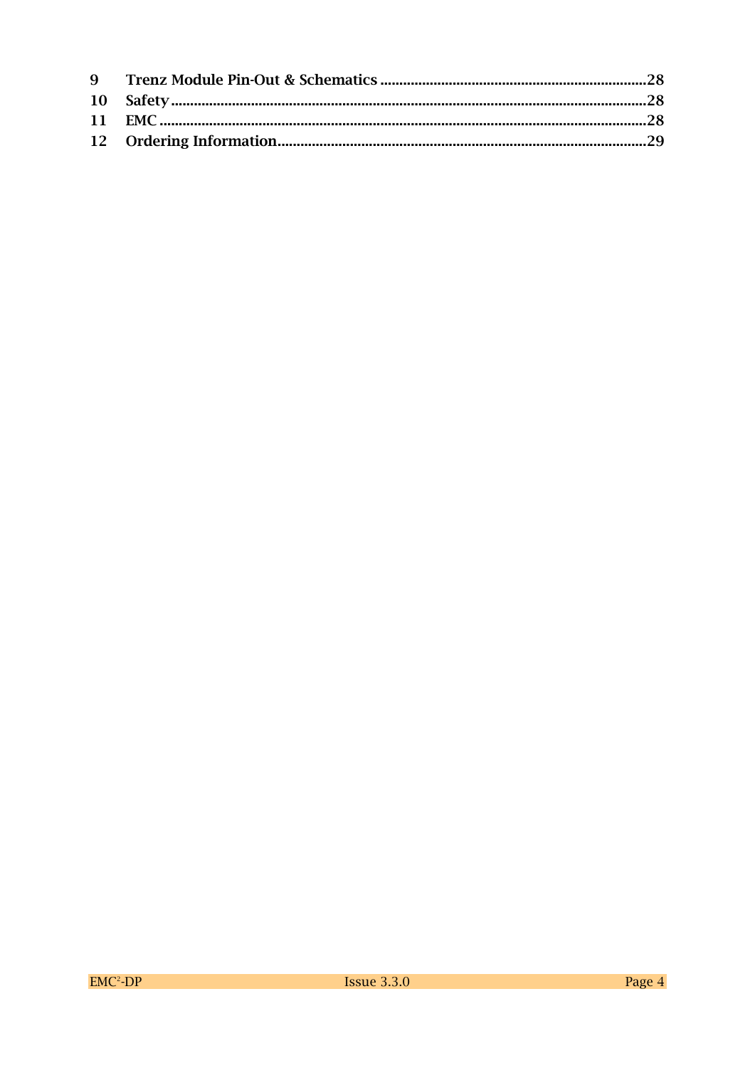9 Trenz Module Pin-Out & Schematics ........................................................................28
10 Safety ..............................................................................................................28
11 EMC ................................................................................................................28
12 Ordering Information.........................................................................................29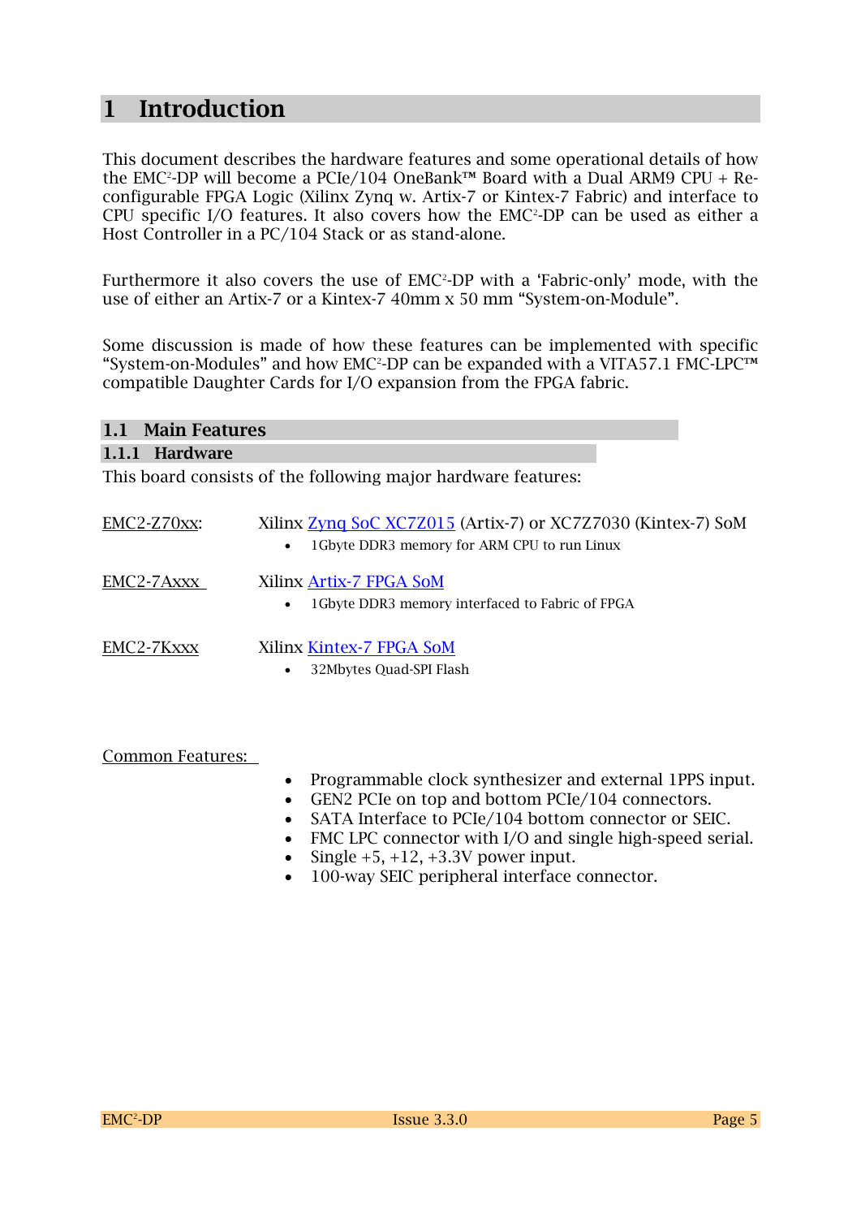# 1 Introduction

This document describes the hardware features and some operational details of how the EMC$^2$-DP will become a PCIe/104 OneBank™ Board with a Dual ARM9 CPU + Re-configurable FPGA Logic (Xilinx Zynq w. Artix-7 or Kintex-7 Fabric) and interface to CPU specific I/O features. It also covers how the EMC$^2$-DP can be used as either a Host Controller in a PC/104 Stack or as stand-alone.

Furthermore it also covers the use of EMC$^2$-DP with a 'Fabric-only' mode, with the use of either an Artix-7 or a Kintex-7 40mm x 50 mm "System-on-Module".

Some discussion is made of how these features can be implemented with specific "System-on-Modules" and how EMC$^2$-DP can be expanded with a VITA57.1 FMC-LPC™ compatible Daughter Cards for I/O expansion from the FPGA fabric.

## 1.1 Main Features

### 1.1.1 Hardware

This board consists of the following major hardware features:

EMC2-Z70xx: Xilinx Zynq SoC XC7Z015 (Artix-7) or XC7Z7030 (Kintex-7) SoM

- 1Gbyte DDR3 memory for ARM CPU to run Linux

EMC2-7Axxx Xilinx Artix-7 FPGA SoM

- 1Gbyte DDR3 memory interfaced to Fabric of FPGA

EMC2-7Kxxx Xilinx Kintex-7 FPGA SoM

- 32Mbytes Quad-SPI Flash

Common Features:

- Programmable clock synthesizer and external 1PPS input.
- GEN2 PCIe on top and bottom PCIe/104 connectors.
- SATA Interface to PCIe/104 bottom connector or SEIC.
- FMC LPC connector with I/O and single high-speed serial.
- Single +5, +12, +3.3V power input.
- 100-way SEIC peripheral interface connector.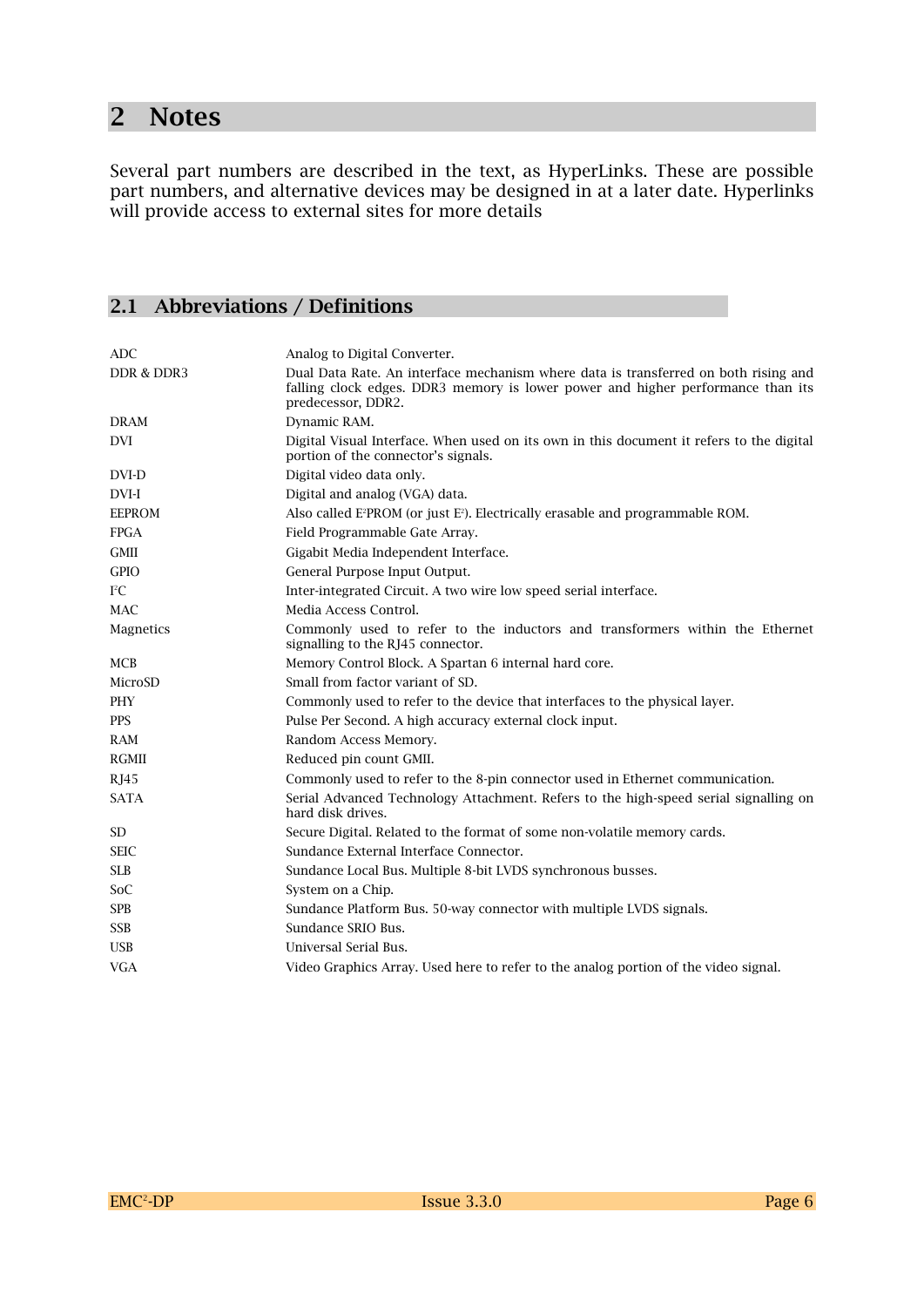# 2 Notes

Several part numbers are described in the text, as HyperLinks. These are possible part numbers, and alternative devices may be designed in at a later date. Hyperlinks will provide access to external sites for more details

## 2.1 Abbreviations / Definitions

| | |
|---|---|
| ADC | Analog to Digital Converter. |
| DDR & DDR3 | Dual Data Rate. An interface mechanism where data is transferred on both rising and falling clock edges. DDR3 memory is lower power and higher performance than its predecessor, DDR2. |
| DRAM | Dynamic RAM. |
| DVI | Digital Visual Interface. When used on its own in this document it refers to the digital portion of the connector's signals. |
| DVI-D | Digital video data only. |
| DVI-I | Digital and analog (VGA) data. |
| EEPROM | Also called E²PROM (or just E²). Electrically erasable and programmable ROM. |
| FPGA | Field Programmable Gate Array. |
| GMII | Gigabit Media Independent Interface. |
| GPIO | General Purpose Input Output. |
| I²C | Inter-integrated Circuit. A two wire low speed serial interface. |
| MAC | Media Access Control. |
| Magnetics | Commonly used to refer to the inductors and transformers within the Ethernet signalling to the RJ45 connector. |
| MCB | Memory Control Block. A Spartan 6 internal hard core. |
| MicroSD | Small from factor variant of SD. |
| PHY | Commonly used to refer to the device that interfaces to the physical layer. |
| PPS | Pulse Per Second. A high accuracy external clock input. |
| RAM | Random Access Memory. |
| RGMII | Reduced pin count GMII. |
| RJ45 | Commonly used to refer to the 8-pin connector used in Ethernet communication. |
| SATA | Serial Advanced Technology Attachment. Refers to the high-speed serial signalling on hard disk drives. |
| SD | Secure Digital. Related to the format of some non-volatile memory cards. |
| SEIC | Sundance External Interface Connector. |
| SLB | Sundance Local Bus. Multiple 8-bit LVDS synchronous busses. |
| SoC | System on a Chip. |
| SPB | Sundance Platform Bus. 50-way connector with multiple LVDS signals. |
| SSB | Sundance SRIO Bus. |
| USB | Universal Serial Bus. |
| VGA | Video Graphics Array. Used here to refer to the analog portion of the video signal. |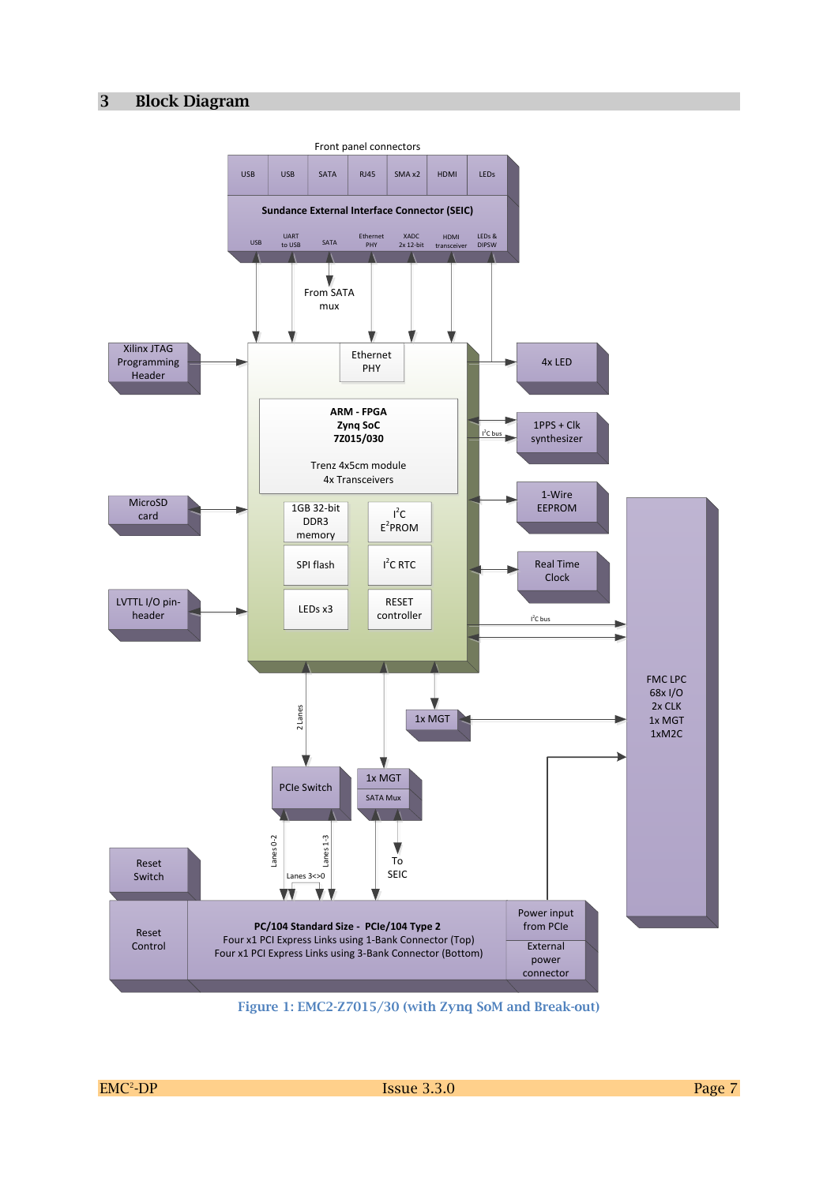# 3 Block Diagram

Figure 1: EMC2-Z7015/30 (with Zynq SoM and Break-out)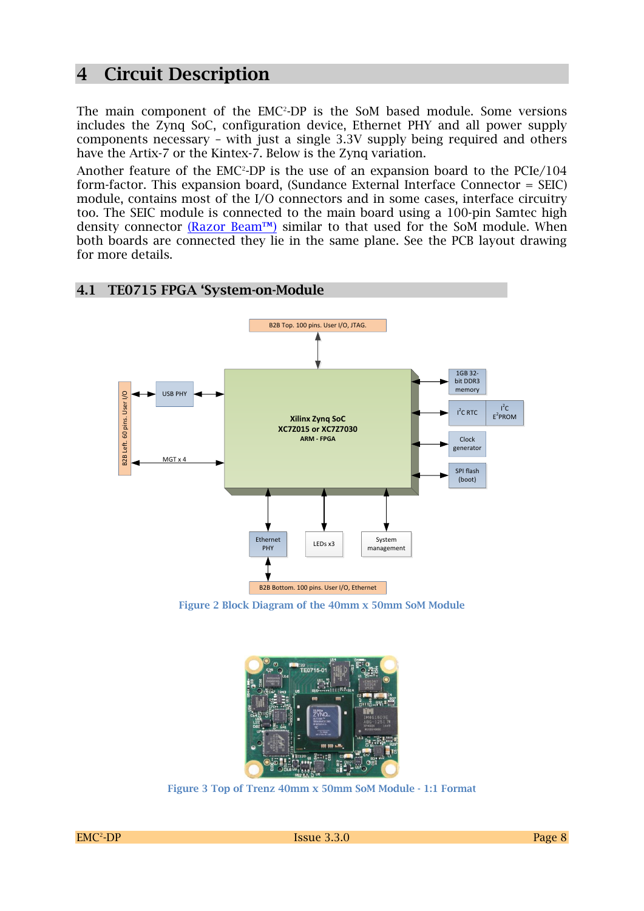# 4 Circuit Description

The main component of the EMC$^2$-DP is the SoM based module. Some versions includes the Zynq SoC, configuration device, Ethernet PHY and all power supply components necessary – with just a single 3.3V supply being required and others have the Artix-7 or the Kintex-7. Below is the Zynq variation.

Another feature of the EMC$^2$-DP is the use of an expansion board to the PCIe/104 form-factor. This expansion board, (Sundance External Interface Connector = SEIC) module, contains most of the I/O connectors and in some cases, interface circuitry too. The SEIC module is connected to the main board using a 100-pin Samtec high density connector (Razor Beam™) similar to that used for the SoM module. When both boards are connected they lie in the same plane. See the PCB layout drawing for more details.

## 4.1 TE0715 FPGA 'System-on-Module

Figure 2 Block Diagram of the 40mm x 50mm SoM Module

Figure 3 Top of Trenz 40mm x 50mm SoM Module - 1:1 Format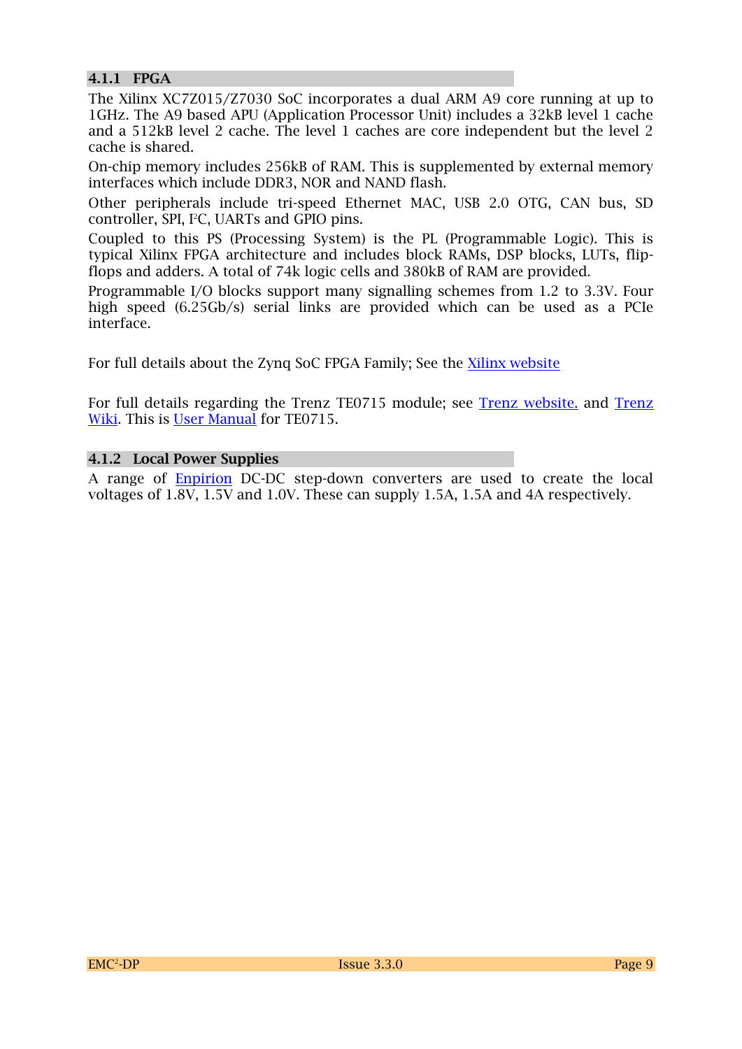### 4.1.1 FPGA

The Xilinx XC7Z015/Z7030 SoC incorporates a dual ARM A9 core running at up to 1GHz. The A9 based APU (Application Processor Unit) includes a 32kB level 1 cache and a 512kB level 2 cache. The level 1 caches are core independent but the level 2 cache is shared.

On-chip memory includes 256kB of RAM. This is supplemented by external memory interfaces which include DDR3, NOR and NAND flash.

Other peripherals include tri-speed Ethernet MAC, USB 2.0 OTG, CAN bus, SD controller, SPI, I²C, UARTs and GPIO pins.

Coupled to this PS (Processing System) is the PL (Programmable Logic). This is typical Xilinx FPGA architecture and includes block RAMs, DSP blocks, LUTs, flip-flops and adders. A total of 74k logic cells and 380kB of RAM are provided.

Programmable I/O blocks support many signalling schemes from 1.2 to 3.3V. Four high speed (6.25Gb/s) serial links are provided which can be used as a PCIe interface.

For full details about the Zynq SoC FPGA Family; See the Xilinx website

For full details regarding the Trenz TE0715 module; see Trenz website. and Trenz Wiki. This is User Manual for TE0715.

### 4.1.2 Local Power Supplies

A range of Enpirion DC-DC step-down converters are used to create the local voltages of 1.8V, 1.5V and 1.0V. These can supply 1.5A, 1.5A and 4A respectively.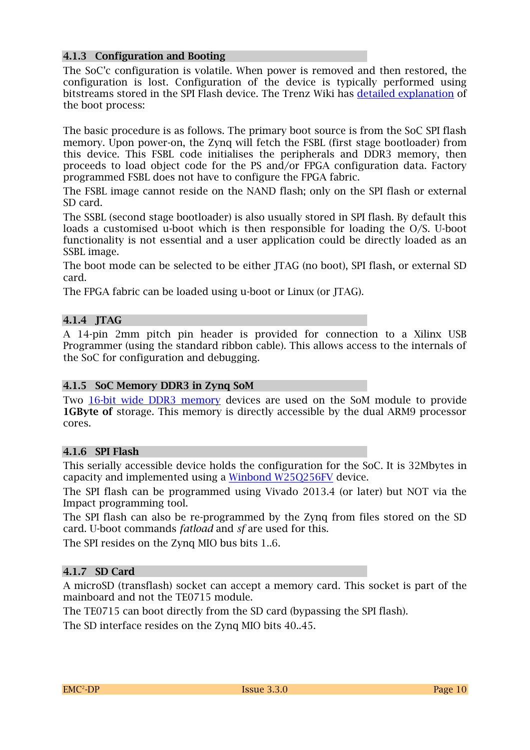### 4.1.3 Configuration and Booting

The SoC'c configuration is volatile. When power is removed and then restored, the configuration is lost. Configuration of the device is typically performed using bitstreams stored in the SPI Flash device. The Trenz Wiki has detailed explanation of the boot process:

The basic procedure is as follows. The primary boot source is from the SoC SPI flash memory. Upon power-on, the Zynq will fetch the FSBL (first stage bootloader) from this device. This FSBL code initialises the peripherals and DDR3 memory, then proceeds to load object code for the PS and/or FPGA configuration data. Factory programmed FSBL does not have to configure the FPGA fabric.

The FSBL image cannot reside on the NAND flash; only on the SPI flash or external SD card.

The SSBL (second stage bootloader) is also usually stored in SPI flash. By default this loads a customised u-boot which is then responsible for loading the O/S. U-boot functionality is not essential and a user application could be directly loaded as an SSBL image.

The boot mode can be selected to be either JTAG (no boot), SPI flash, or external SD card.

The FPGA fabric can be loaded using u-boot or Linux (or JTAG).

### 4.1.4 JTAG

A 14-pin 2mm pitch pin header is provided for connection to a Xilinx USB Programmer (using the standard ribbon cable). This allows access to the internals of the SoC for configuration and debugging.

### 4.1.5 SoC Memory DDR3 in Zynq SoM

Two 16-bit wide DDR3 memory devices are used on the SoM module to provide **1GByte of** storage. This memory is directly accessible by the dual ARM9 processor cores.

### 4.1.6 SPI Flash

This serially accessible device holds the configuration for the SoC. It is 32Mbytes in capacity and implemented using a Winbond W25Q256FV device.

The SPI flash can be programmed using Vivado 2013.4 (or later) but NOT via the Impact programming tool.

The SPI flash can also be re-programmed by the Zynq from files stored on the SD card. U-boot commands *fatload* and *sf* are used for this.

The SPI resides on the Zynq MIO bus bits 1..6.

### 4.1.7 SD Card

A microSD (transflash) socket can accept a memory card. This socket is part of the mainboard and not the TE0715 module.

The TE0715 can boot directly from the SD card (bypassing the SPI flash).

The SD interface resides on the Zynq MIO bits 40..45.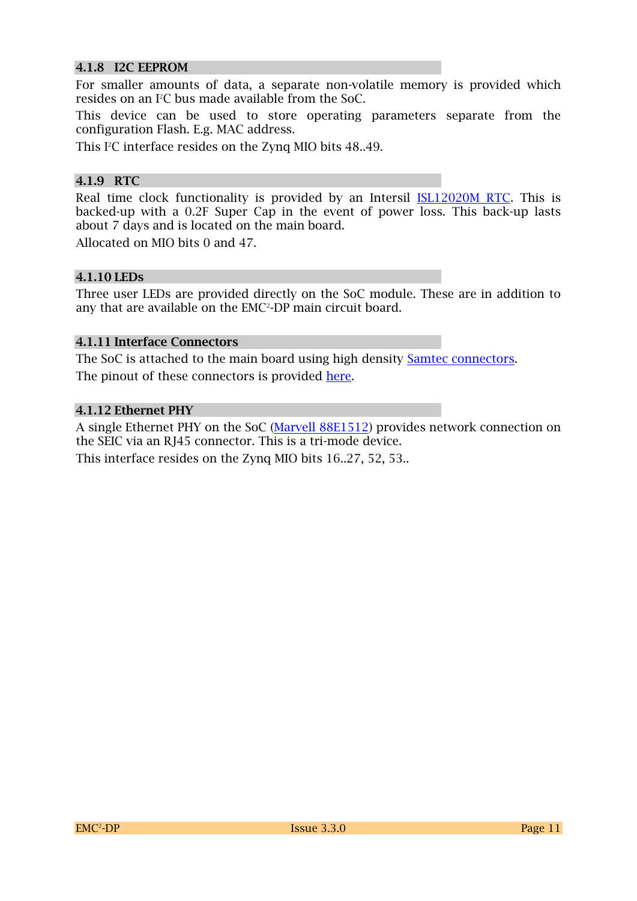### 4.1.8 I2C EEPROM

For smaller amounts of data, a separate non-volatile memory is provided which resides on an I²C bus made available from the SoC.

This device can be used to store operating parameters separate from the configuration Flash. E.g. MAC address.

This I²C interface resides on the Zynq MIO bits 48..49.

### 4.1.9 RTC

Real time clock functionality is provided by an Intersil ISL12020M RTC. This is backed-up with a 0.2F Super Cap in the event of power loss. This back-up lasts about 7 days and is located on the main board.

Allocated on MIO bits 0 and 47.

### 4.1.10 LEDs

Three user LEDs are provided directly on the SoC module. These are in addition to any that are available on the EMC²-DP main circuit board.

### 4.1.11 Interface Connectors

The SoC is attached to the main board using high density Samtec connectors.

The pinout of these connectors is provided here.

### 4.1.12 Ethernet PHY

A single Ethernet PHY on the SoC (Marvell 88E1512) provides network connection on the SEIC via an RJ45 connector. This is a tri-mode device.

This interface resides on the Zynq MIO bits 16..27, 52, 53..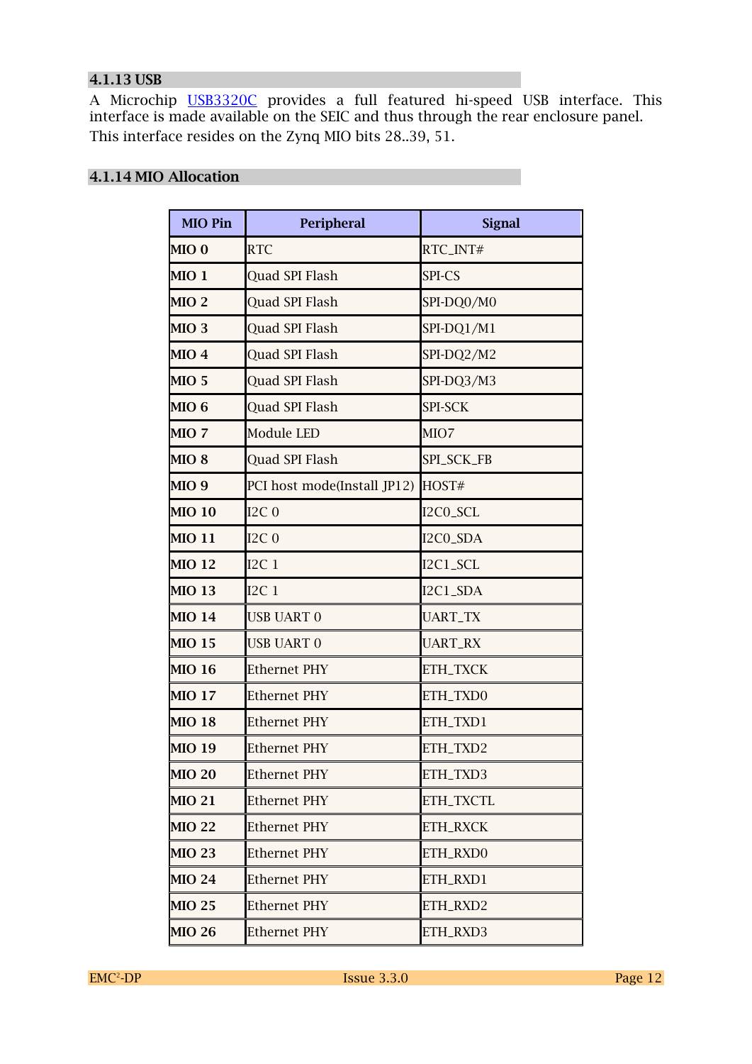### 4.1.13 USB

A Microchip USB3320C provides a full featured hi-speed USB interface. This interface is made available on the SEIC and thus through the rear enclosure panel.

This interface resides on the Zynq MIO bits 28..39, 51.

### 4.1.14 MIO Allocation

| MIO Pin | Peripheral | Signal |
|---|---|---|
| **MIO 0** | RTC | RTC_INT# |
| **MIO 1** | Quad SPI Flash | SPI-CS |
| **MIO 2** | Quad SPI Flash | SPI-DQ0/M0 |
| **MIO 3** | Quad SPI Flash | SPI-DQ1/M1 |
| **MIO 4** | Quad SPI Flash | SPI-DQ2/M2 |
| **MIO 5** | Quad SPI Flash | SPI-DQ3/M3 |
| **MIO 6** | Quad SPI Flash | SPI-SCK |
| **MIO 7** | Module LED | MIO7 |
| **MIO 8** | Quad SPI Flash | SPI_SCK_FB |
| **MIO 9** | PCI host mode(Install JP12) | HOST# |
| **MIO 10** | I2C 0 | I2C0_SCL |
| **MIO 11** | I2C 0 | I2C0_SDA |
| **MIO 12** | I2C 1 | I2C1_SCL |
| **MIO 13** | I2C 1 | I2C1_SDA |
| **MIO 14** | USB UART 0 | UART_TX |
| **MIO 15** | USB UART 0 | UART_RX |
| **MIO 16** | Ethernet PHY | ETH_TXCK |
| **MIO 17** | Ethernet PHY | ETH_TXD0 |
| **MIO 18** | Ethernet PHY | ETH_TXD1 |
| **MIO 19** | Ethernet PHY | ETH_TXD2 |
| **MIO 20** | Ethernet PHY | ETH_TXD3 |
| **MIO 21** | Ethernet PHY | ETH_TXCTL |
| **MIO 22** | Ethernet PHY | ETH_RXCK |
| **MIO 23** | Ethernet PHY | ETH_RXD0 |
| **MIO 24** | Ethernet PHY | ETH_RXD1 |
| **MIO 25** | Ethernet PHY | ETH_RXD2 |
| **MIO 26** | Ethernet PHY | ETH_RXD3 |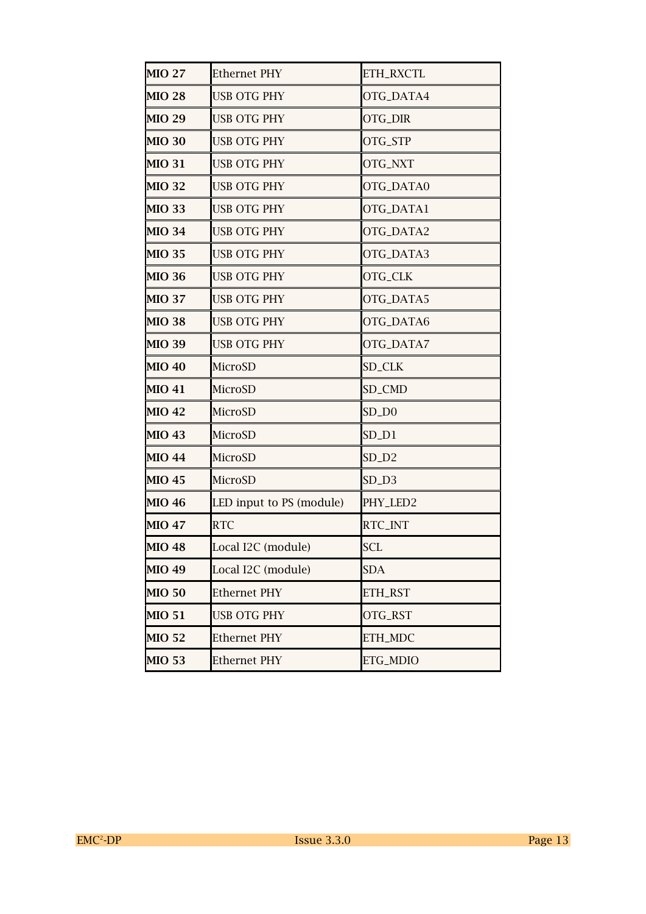| **MIO 27** | Ethernet PHY | ETH_RXCTL |
|---|---|---|
| **MIO 28** | USB OTG PHY | OTG_DATA4 |
| **MIO 29** | USB OTG PHY | OTG_DIR |
| **MIO 30** | USB OTG PHY | OTG_STP |
| **MIO 31** | USB OTG PHY | OTG_NXT |
| **MIO 32** | USB OTG PHY | OTG_DATA0 |
| **MIO 33** | USB OTG PHY | OTG_DATA1 |
| **MIO 34** | USB OTG PHY | OTG_DATA2 |
| **MIO 35** | USB OTG PHY | OTG_DATA3 |
| **MIO 36** | USB OTG PHY | OTG_CLK |
| **MIO 37** | USB OTG PHY | OTG_DATA5 |
| **MIO 38** | USB OTG PHY | OTG_DATA6 |
| **MIO 39** | USB OTG PHY | OTG_DATA7 |
| **MIO 40** | MicroSD | SD_CLK |
| **MIO 41** | MicroSD | SD_CMD |
| **MIO 42** | MicroSD | SD_D0 |
| **MIO 43** | MicroSD | SD_D1 |
| **MIO 44** | MicroSD | SD_D2 |
| **MIO 45** | MicroSD | SD_D3 |
| **MIO 46** | LED input to PS (module) | PHY_LED2 |
| **MIO 47** | RTC | RTC_INT |
| **MIO 48** | Local I2C (module) | SCL |
| **MIO 49** | Local I2C (module) | SDA |
| **MIO 50** | Ethernet PHY | ETH_RST |
| **MIO 51** | USB OTG PHY | OTG_RST |
| **MIO 52** | Ethernet PHY | ETH_MDC |
| **MIO 53** | Ethernet PHY | ETG_MDIO |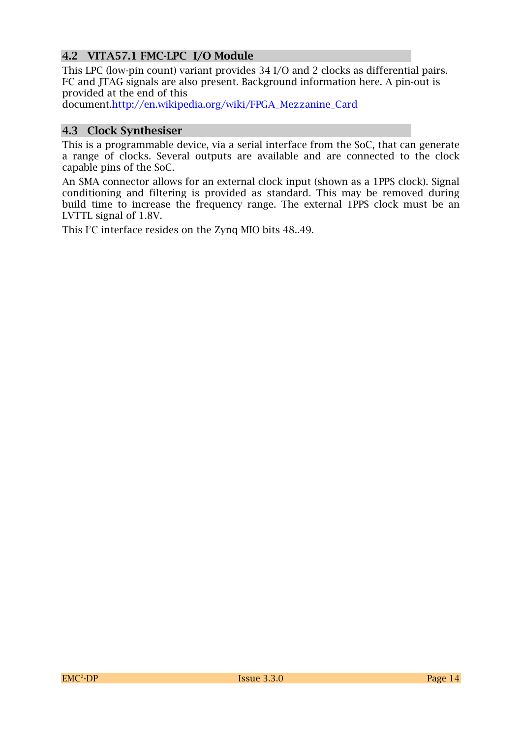## 4.2 VITA57.1 FMC-LPC I/O Module

This LPC (low-pin count) variant provides 34 I/O and 2 clocks as differential pairs. I²C and JTAG signals are also present. Background information here. A pin-out is provided at the end of this document.http://en.wikipedia.org/wiki/FPGA_Mezzanine_Card

## 4.3 Clock Synthesiser

This is a programmable device, via a serial interface from the SoC, that can generate a range of clocks. Several outputs are available and are connected to the clock capable pins of the SoC.

An SMA connector allows for an external clock input (shown as a 1PPS clock). Signal conditioning and filtering is provided as standard. This may be removed during build time to increase the frequency range. The external 1PPS clock must be an LVTTL signal of 1.8V.

This I²C interface resides on the Zynq MIO bits 48..49.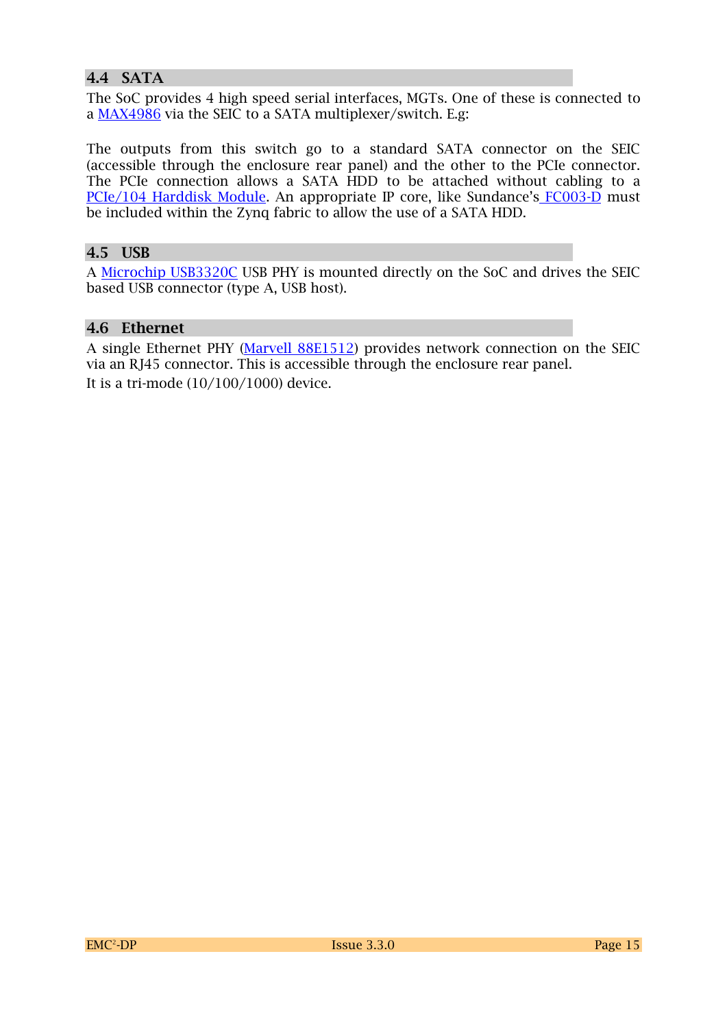## 4.4 SATA

The SoC provides 4 high speed serial interfaces, MGTs. One of these is connected to a MAX4986 via the SEIC to a SATA multiplexer/switch. E.g:

The outputs from this switch go to a standard SATA connector on the SEIC (accessible through the enclosure rear panel) and the other to the PCIe connector. The PCIe connection allows a SATA HDD to be attached without cabling to a PCIe/104 Harddisk Module. An appropriate IP core, like Sundance's FC003-D must be included within the Zynq fabric to allow the use of a SATA HDD.

## 4.5 USB

A Microchip USB3320C USB PHY is mounted directly on the SoC and drives the SEIC based USB connector (type A, USB host).

## 4.6 Ethernet

A single Ethernet PHY (Marvell 88E1512) provides network connection on the SEIC via an RJ45 connector. This is accessible through the enclosure rear panel.

It is a tri-mode (10/100/1000) device.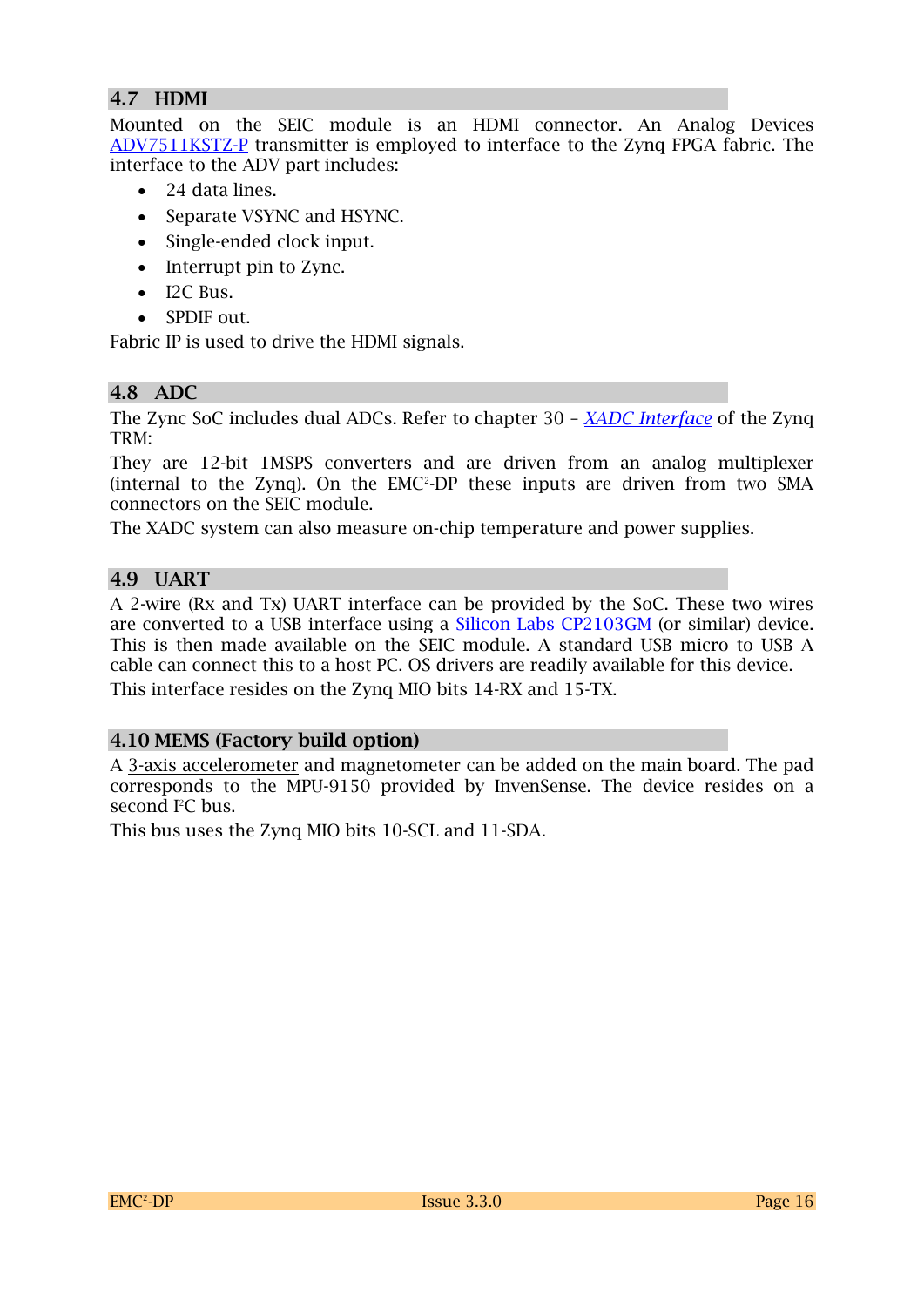## 4.7 HDMI

Mounted on the SEIC module is an HDMI connector. An Analog Devices ADV7511KSTZ-P transmitter is employed to interface to the Zynq FPGA fabric. The interface to the ADV part includes:

- 24 data lines.
- Separate VSYNC and HSYNC.
- Single-ended clock input.
- Interrupt pin to Zync.
- I2C Bus.
- SPDIF out.

Fabric IP is used to drive the HDMI signals.

## 4.8 ADC

The Zync SoC includes dual ADCs. Refer to chapter 30 – *XADC Interface* of the Zynq TRM:

They are 12-bit 1MSPS converters and are driven from an analog multiplexer (internal to the Zynq). On the EMC²-DP these inputs are driven from two SMA connectors on the SEIC module.

The XADC system can also measure on-chip temperature and power supplies.

## 4.9 UART

A 2-wire (Rx and Tx) UART interface can be provided by the SoC. These two wires are converted to a USB interface using a Silicon Labs CP2103GM (or similar) device. This is then made available on the SEIC module. A standard USB micro to USB A cable can connect this to a host PC. OS drivers are readily available for this device.

This interface resides on the Zynq MIO bits 14-RX and 15-TX.

## 4.10 MEMS (Factory build option)

A 3-axis accelerometer and magnetometer can be added on the main board. The pad corresponds to the MPU-9150 provided by InvenSense. The device resides on a second I²C bus.

This bus uses the Zynq MIO bits 10-SCL and 11-SDA.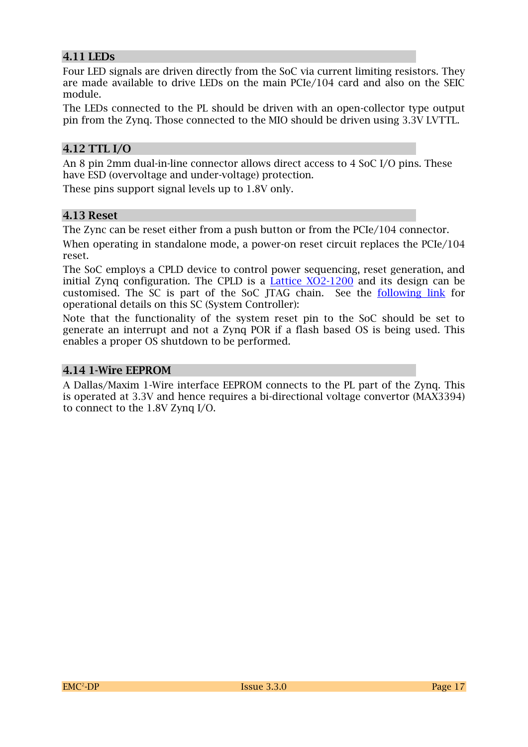## 4.11 LEDs

Four LED signals are driven directly from the SoC via current limiting resistors. They are made available to drive LEDs on the main PCIe/104 card and also on the SEIC module.

The LEDs connected to the PL should be driven with an open-collector type output pin from the Zynq. Those connected to the MIO should be driven using 3.3V LVTTL.

## 4.12 TTL I/O

An 8 pin 2mm dual-in-line connector allows direct access to 4 SoC I/O pins. These have ESD (overvoltage and under-voltage) protection.

These pins support signal levels up to 1.8V only.

## 4.13 Reset

The Zync can be reset either from a push button or from the PCIe/104 connector.

When operating in standalone mode, a power-on reset circuit replaces the PCIe/104 reset.

The SoC employs a CPLD device to control power sequencing, reset generation, and initial Zynq configuration. The CPLD is a [Lattice XO2-1200](#) and its design can be customised. The SC is part of the SoC JTAG chain. See the [following link](#) for operational details on this SC (System Controller):

Note that the functionality of the system reset pin to the SoC should be set to generate an interrupt and not a Zynq POR if a flash based OS is being used. This enables a proper OS shutdown to be performed.

## 4.14 1-Wire EEPROM

A Dallas/Maxim 1-Wire interface EEPROM connects to the PL part of the Zynq. This is operated at 3.3V and hence requires a bi-directional voltage convertor (MAX3394) to connect to the 1.8V Zynq I/O.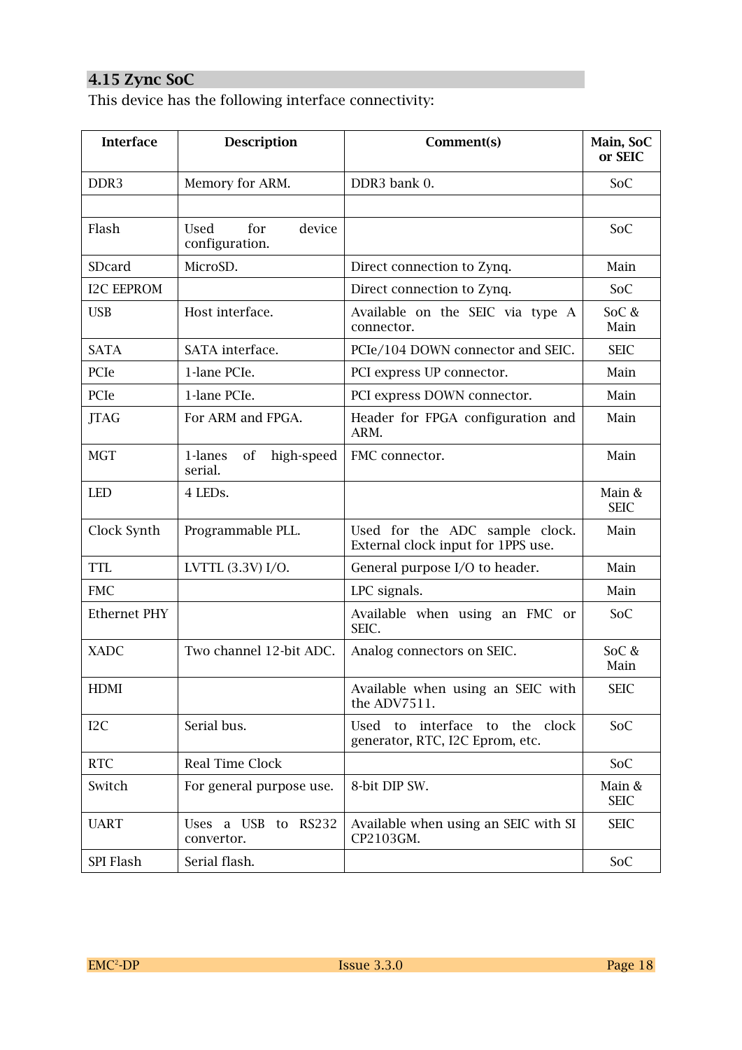## 4.15 Zync SoC

This device has the following interface connectivity:

| Interface | Description | Comment(s) | Main, SoC or SEIC |
|---|---|---|---|
| DDR3 | Memory for ARM. | DDR3 bank 0. | SoC |
| | | | |
| Flash | Used for device configuration. | | SoC |
| SDcard | MicroSD. | Direct connection to Zynq. | Main |
| I2C EEPROM | | Direct connection to Zynq. | SoC |
| USB | Host interface. | Available on the SEIC via type A connector. | SoC & Main |
| SATA | SATA interface. | PCIe/104 DOWN connector and SEIC. | SEIC |
| PCIe | 1-lane PCIe. | PCI express UP connector. | Main |
| PCIe | 1-lane PCIe. | PCI express DOWN connector. | Main |
| JTAG | For ARM and FPGA. | Header for FPGA configuration and ARM. | Main |
| MGT | 1-lanes of high-speed serial. | FMC connector. | Main |
| LED | 4 LEDs. | | Main & SEIC |
| Clock Synth | Programmable PLL. | Used for the ADC sample clock. External clock input for 1PPS use. | Main |
| TTL | LVTTL (3.3V) I/O. | General purpose I/O to header. | Main |
| FMC | | LPC signals. | Main |
| Ethernet PHY | | Available when using an FMC or SEIC. | SoC |
| XADC | Two channel 12-bit ADC. | Analog connectors on SEIC. | SoC & Main |
| HDMI | | Available when using an SEIC with the ADV7511. | SEIC |
| I2C | Serial bus. | Used to interface to the clock generator, RTC, I2C Eprom, etc. | SoC |
| RTC | Real Time Clock | | SoC |
| Switch | For general purpose use. | 8-bit DIP SW. | Main & SEIC |
| UART | Uses a USB to RS232 convertor. | Available when using an SEIC with SI CP2103GM. | SEIC |
| SPI Flash | Serial flash. | | SoC |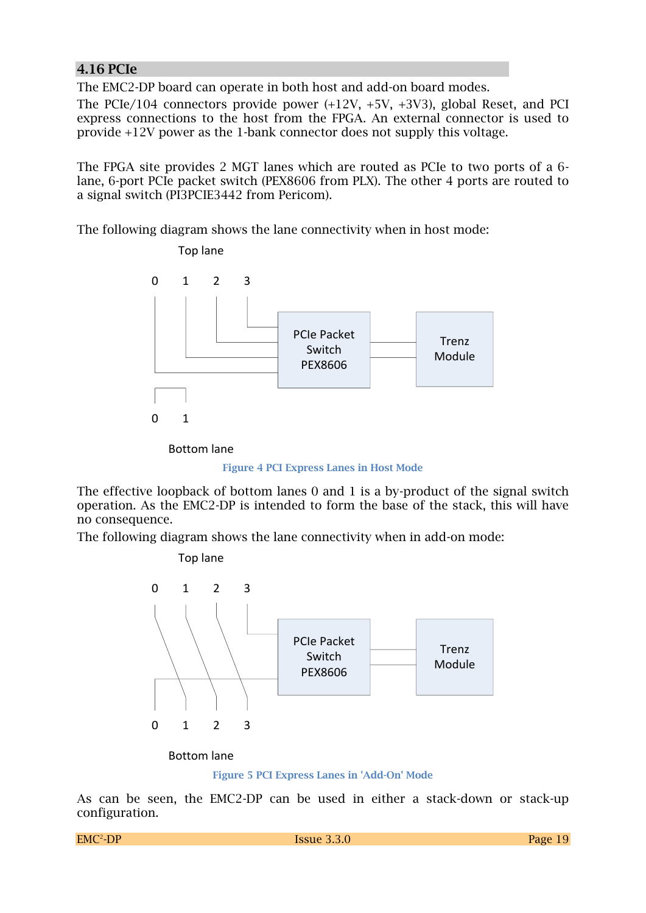## 4.16 PCIe

The EMC2-DP board can operate in both host and add-on board modes.

The PCIe/104 connectors provide power (+12V, +5V, +3V3), global Reset, and PCI express connections to the host from the FPGA. An external connector is used to provide +12V power as the 1-bank connector does not supply this voltage.

The FPGA site provides 2 MGT lanes which are routed as PCIe to two ports of a 6-lane, 6-port PCIe packet switch (PEX8606 from PLX). The other 4 ports are routed to a signal switch (PI3PCIE3442 from Pericom).

The following diagram shows the lane connectivity when in host mode:

Top lane

0 1 2 3

PCIe Packet Switch PEX8606

Trenz Module

0 1

Bottom lane

Figure 4 PCI Express Lanes in Host Mode

The effective loopback of bottom lanes 0 and 1 is a by-product of the signal switch operation. As the EMC2-DP is intended to form the base of the stack, this will have no consequence.

The following diagram shows the lane connectivity when in add-on mode:

Top lane

0 1 2 3

PCIe Packet Switch PEX8606

Trenz Module

0 1 2 3

Bottom lane

Figure 5 PCI Express Lanes in 'Add-On' Mode

As can be seen, the EMC2-DP can be used in either a stack-down or stack-up configuration.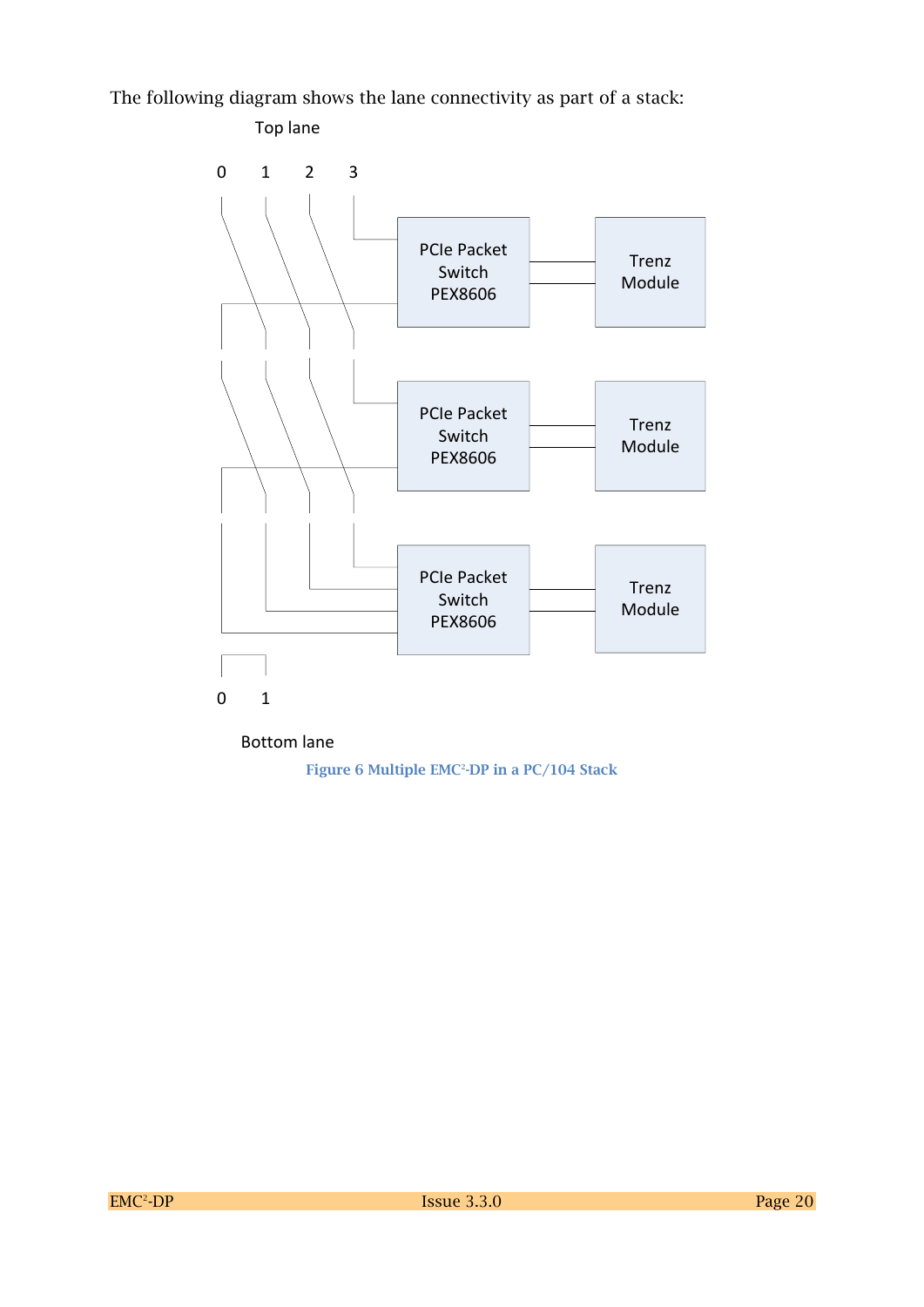The following diagram shows the lane connectivity as part of a stack:

Top lane

0 1 2 3

PCIe Packet Switch PEX8606 — Trenz Module

PCIe Packet Switch PEX8606 — Trenz Module

PCIe Packet Switch PEX8606 — Trenz Module

0 1

Bottom lane

**Figure 6 Multiple EMC²-DP in a PC/104 Stack**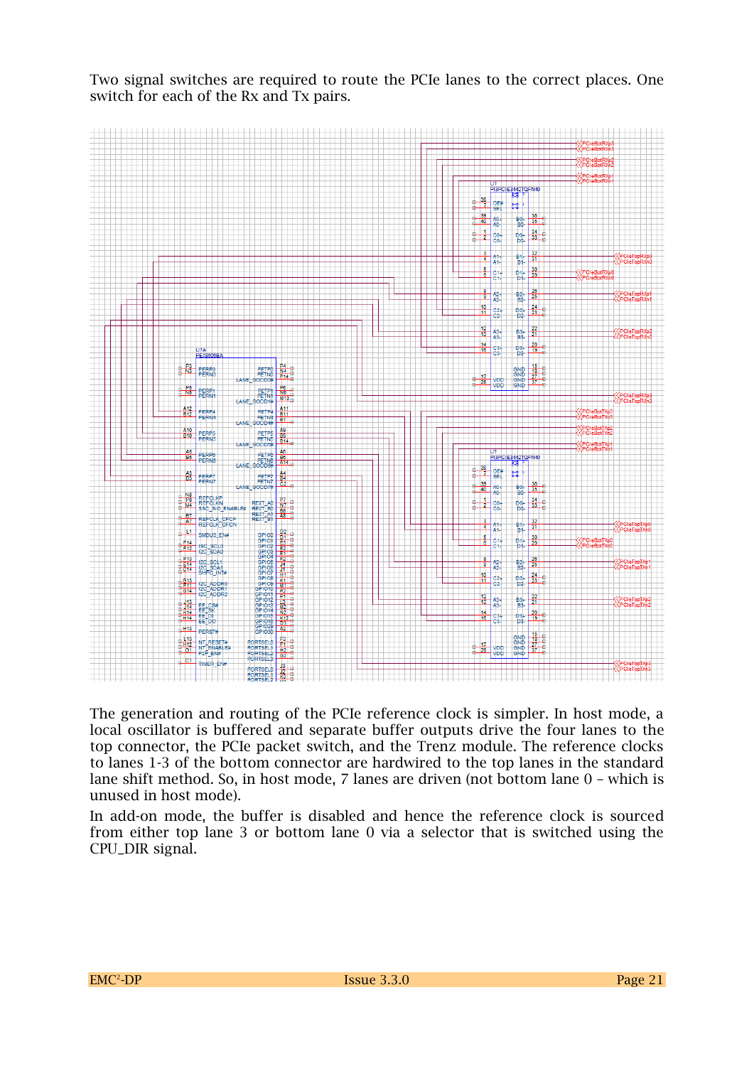Two signal switches are required to route the PCIe lanes to the correct places. One switch for each of the Rx and Tx pairs.

The generation and routing of the PCIe reference clock is simpler. In host mode, a local oscillator is buffered and separate buffer outputs drive the four lanes to the top connector, the PCIe packet switch, and the Trenz module. The reference clocks to lanes 1-3 of the bottom connector are hardwired to the top lanes in the standard lane shift method. So, in host mode, 7 lanes are driven (not bottom lane 0 – which is unused in host mode).

In add-on mode, the buffer is disabled and hence the reference clock is sourced from either top lane 3 or bottom lane 0 via a selector that is switched using the CPU_DIR signal.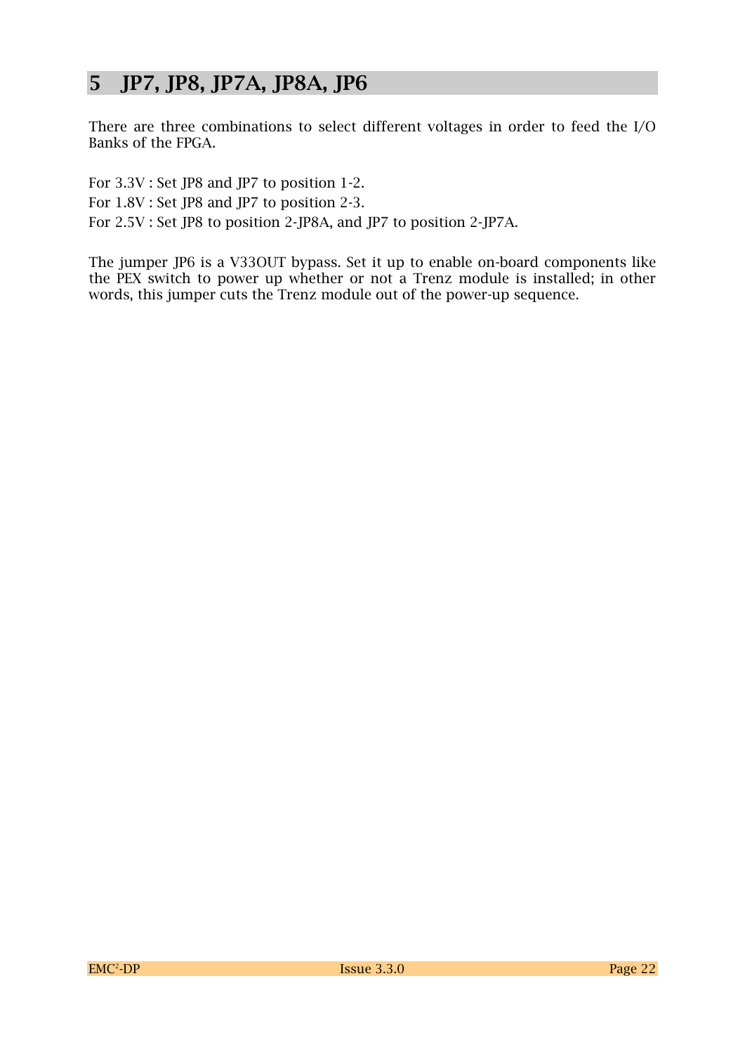# 5 JP7, JP8, JP7A, JP8A, JP6

There are three combinations to select different voltages in order to feed the I/O Banks of the FPGA.

For 3.3V : Set JP8 and JP7 to position 1-2.

For 1.8V : Set JP8 and JP7 to position 2-3.

For 2.5V : Set JP8 to position 2-JP8A, and JP7 to position 2-JP7A.

The jumper JP6 is a V33OUT bypass. Set it up to enable on-board components like the PEX switch to power up whether or not a Trenz module is installed; in other words, this jumper cuts the Trenz module out of the power-up sequence.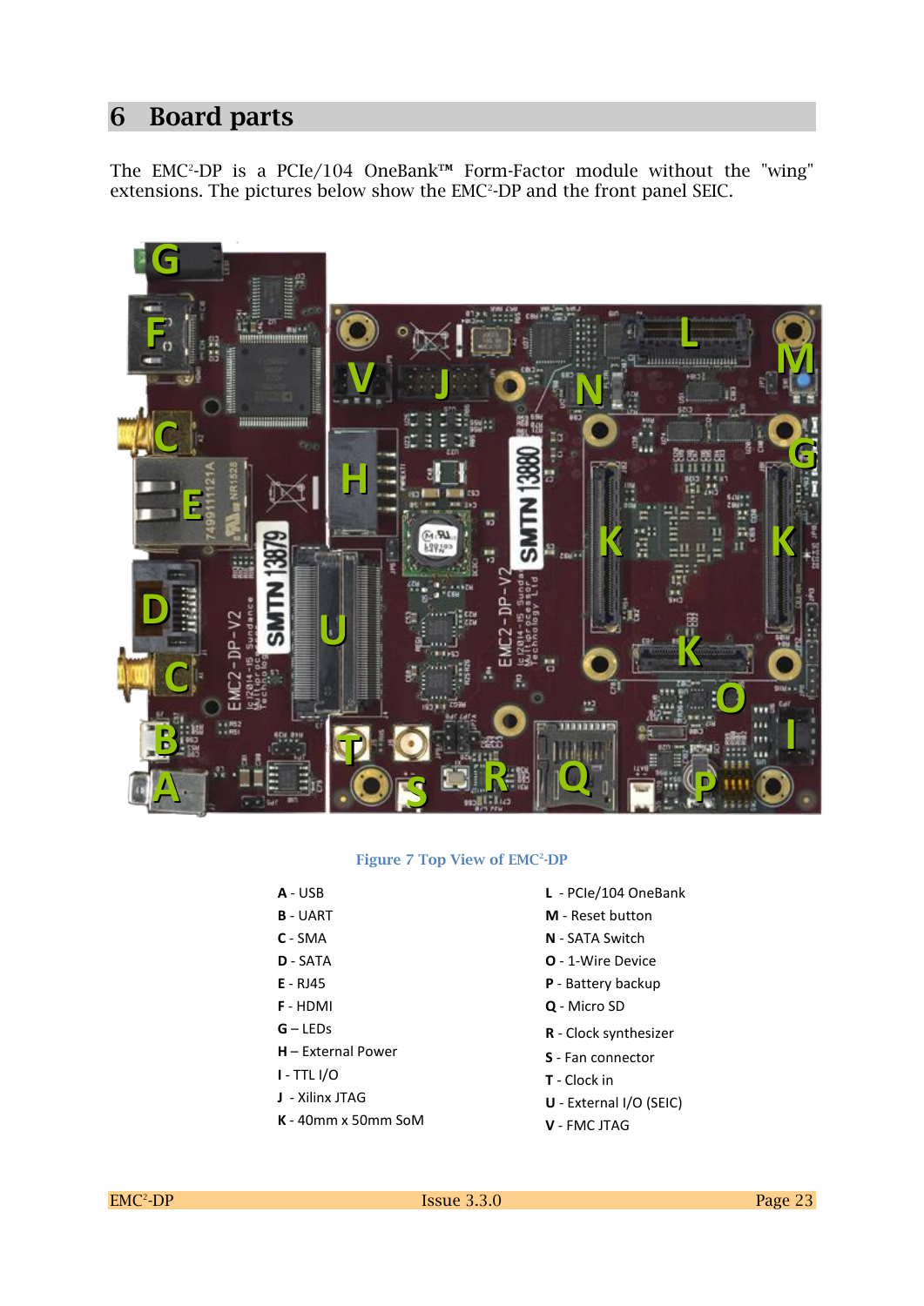# 6 Board parts

The EMC$^2$-DP is a PCIe/104 OneBank™ Form-Factor module without the "wing" extensions. The pictures below show the EMC$^2$-DP and the front panel SEIC.

Figure 7 Top View of EMC$^2$-DP

**A** - USB
**B** - UART
**C** - SMA
**D** - SATA
**E** - RJ45
**F** - HDMI
**G** – LEDs
**H** – External Power
**I** - TTL I/O
**J** - Xilinx JTAG
**K** - 40mm x 50mm SoM
**L** - PCIe/104 OneBank
**M** - Reset button
**N** - SATA Switch
**O** - 1-Wire Device
**P** - Battery backup
**Q** - Micro SD
**R** - Clock synthesizer
**S** - Fan connector
**T** - Clock in
**U** - External I/O (SEIC)
**V** - FMC JTAG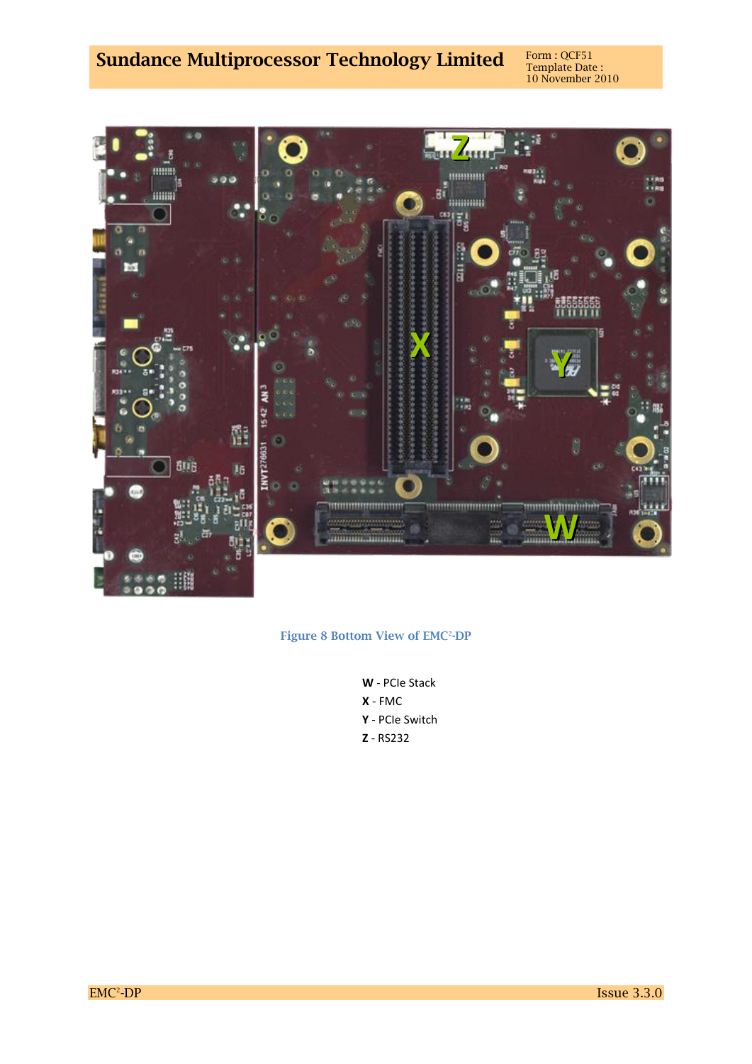Figure 8 Bottom View of EMC²-DP

**W** - PCIe Stack

**X** - FMC

**Y** - PCIe Switch

**Z** - RS232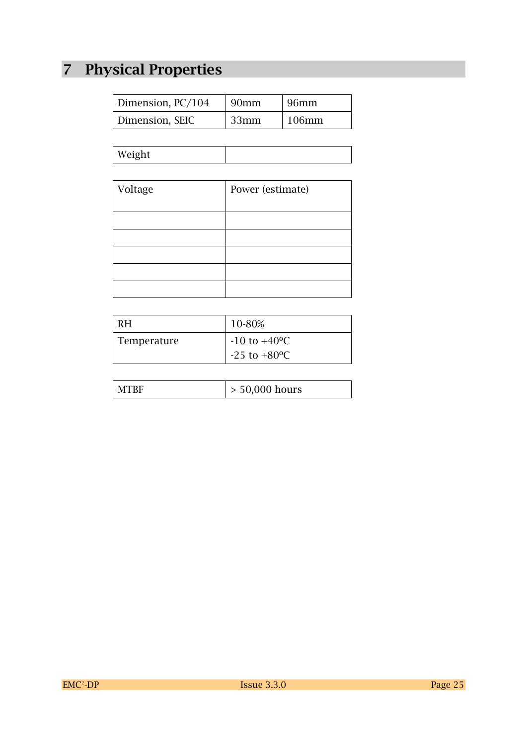# 7 Physical Properties

| Dimension, PC/104 | 90mm | 96mm |
|---|---|---|
| Dimension, SEIC | 33mm | 106mm |

| Weight | |
|---|---|

| Voltage | Power (estimate) |
|---|---|
| | |
| | |
| | |
| | |
| | |

| RH | 10-80% |
|---|---|
| Temperature | -10 to +40ºC<br>-25 to +80ºC |

| MTBF | > 50,000 hours |
|---|---|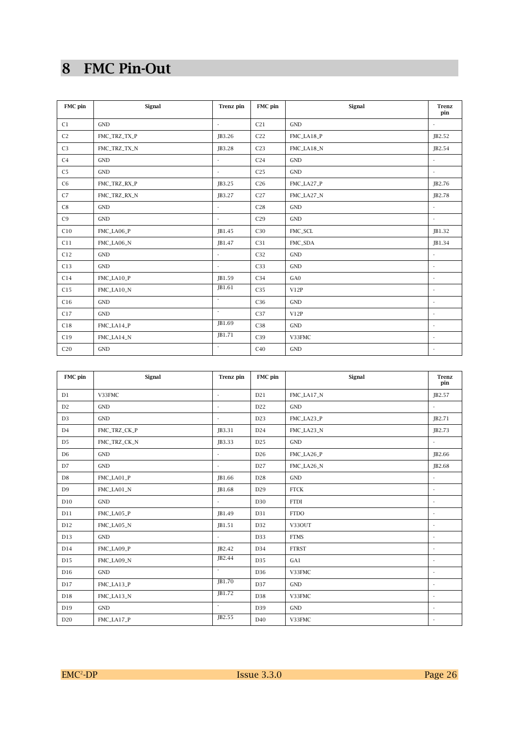# 8 FMC Pin-Out

| FMC pin | Signal | Trenz pin | FMC pin | Signal | Trenz pin |
|---|---|---|---|---|---|
| C1 | GND | - | C21 | GND | - |
| C2 | FMC_TRZ_TX_P | JB3.26 | C22 | FMC_LA18_P | JB2.52 |
| C3 | FMC_TRZ_TX_N | JB3.28 | C23 | FMC_LA18_N | JB2.54 |
| C4 | GND | - | C24 | GND | - |
| C5 | GND | - | C25 | GND | - |
| C6 | FMC_TRZ_RX_P | JB3.25 | C26 | FMC_LA27_P | JB2.76 |
| C7 | FMC_TRZ_RX_N | JB3.27 | C27 | FMC_LA27_N | JB2.78 |
| C8 | GND | - | C28 | GND | - |
| C9 | GND | - | C29 | GND | - |
| C10 | FMC_LA06_P | JB1.45 | C30 | FMC_SCL | JB1.32 |
| C11 | FMC_LA06_N | JB1.47 | C31 | FMC_SDA | JB1.34 |
| C12 | GND | - | C32 | GND | - |
| C13 | GND | - | C33 | GND | - |
| C14 | FMC_LA10_P | JB1.59 | C34 | GA0 | - |
| C15 | FMC_LA10_N | JB1.61 | C35 | V12P | - |
| C16 | GND | - | C36 | GND | - |
| C17 | GND | - | C37 | V12P | - |
| C18 | FMC_LA14_P | JB1.69 | C38 | GND | - |
| C19 | FMC_LA14_N | JB1.71 | C39 | V33FMC | - |
| C20 | GND | - | C40 | GND | - |

| FMC pin | Signal | Trenz pin | FMC pin | Signal | Trenz pin |
|---|---|---|---|---|---|
| D1 | V33FMC | - | D21 | FMC_LA17_N | JB2.57 |
| D2 | GND | - | D22 | GND | - |
| D3 | GND | - | D23 | FMC_LA23_P | JB2.71 |
| D4 | FMC_TRZ_CK_P | JB3.31 | D24 | FMC_LA23_N | JB2.73 |
| D5 | FMC_TRZ_CK_N | JB3.33 | D25 | GND | - |
| D6 | GND | - | D26 | FMC_LA26_P | JB2.66 |
| D7 | GND | - | D27 | FMC_LA26_N | JB2.68 |
| D8 | FMC_LA01_P | JB1.66 | D28 | GND | - |
| D9 | FMC_LA01_N | JB1.68 | D29 | FTCK | - |
| D10 | GND | - | D30 | FTDI | - |
| D11 | FMC_LA05_P | JB1.49 | D31 | FTDO | - |
| D12 | FMC_LA05_N | JB1.51 | D32 | V33OUT | - |
| D13 | GND | - | D33 | FTMS | - |
| D14 | FMC_LA09_P | JB2.42 | D34 | FTRST | - |
| D15 | FMC_LA09_N | JB2.44 | D35 | GA1 | - |
| D16 | GND | - | D36 | V33FMC | - |
| D17 | FMC_LA13_P | JB1.70 | D37 | GND | - |
| D18 | FMC_LA13_N | JB1.72 | D38 | V33FMC | - |
| D19 | GND | - | D39 | GND | - |
| D20 | FMC_LA17_P | JB2.55 | D40 | V33FMC | - |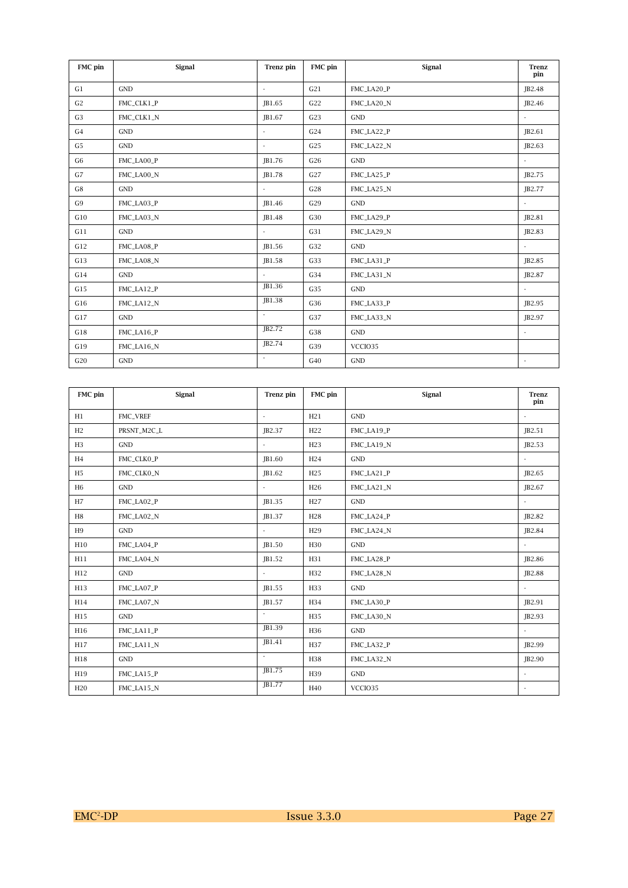| FMC pin | Signal | Trenz pin | FMC pin | Signal | Trenz pin |
|---|---|---|---|---|---|
| G1 | GND | - | G21 | FMC_LA20_P | JB2.48 |
| G2 | FMC_CLK1_P | JB1.65 | G22 | FMC_LA20_N | JB2.46 |
| G3 | FMC_CLK1_N | JB1.67 | G23 | GND | - |
| G4 | GND | - | G24 | FMC_LA22_P | JB2.61 |
| G5 | GND | - | G25 | FMC_LA22_N | JB2.63 |
| G6 | FMC_LA00_P | JB1.76 | G26 | GND | - |
| G7 | FMC_LA00_N | JB1.78 | G27 | FMC_LA25_P | JB2.75 |
| G8 | GND | - | G28 | FMC_LA25_N | JB2.77 |
| G9 | FMC_LA03_P | JB1.46 | G29 | GND | - |
| G10 | FMC_LA03_N | JB1.48 | G30 | FMC_LA29_P | JB2.81 |
| G11 | GND | - | G31 | FMC_LA29_N | JB2.83 |
| G12 | FMC_LA08_P | JB1.56 | G32 | GND | - |
| G13 | FMC_LA08_N | JB1.58 | G33 | FMC_LA31_P | JB2.85 |
| G14 | GND | - | G34 | FMC_LA31_N | JB2.87 |
| G15 | FMC_LA12_P | JB1.36 | G35 | GND | - |
| G16 | FMC_LA12_N | JB1.38 | G36 | FMC_LA33_P | JB2.95 |
| G17 | GND | - | G37 | FMC_LA33_N | JB2.97 |
| G18 | FMC_LA16_P | JB2.72 | G38 | GND | - |
| G19 | FMC_LA16_N | JB2.74 | G39 | VCCIO35 | |
| G20 | GND | - | G40 | GND | - |

| FMC pin | Signal | Trenz pin | FMC pin | Signal | Trenz pin |
|---|---|---|---|---|---|
| H1 | FMC_VREF | - | H21 | GND | - |
| H2 | PRSNT_M2C_L | JB2.37 | H22 | FMC_LA19_P | JB2.51 |
| H3 | GND | - | H23 | FMC_LA19_N | JB2.53 |
| H4 | FMC_CLK0_P | JB1.60 | H24 | GND | - |
| H5 | FMC_CLK0_N | JB1.62 | H25 | FMC_LA21_P | JB2.65 |
| H6 | GND | - | H26 | FMC_LA21_N | JB2.67 |
| H7 | FMC_LA02_P | JB1.35 | H27 | GND | - |
| H8 | FMC_LA02_N | JB1.37 | H28 | FMC_LA24_P | JB2.82 |
| H9 | GND | - | H29 | FMC_LA24_N | JB2.84 |
| H10 | FMC_LA04_P | JB1.50 | H30 | GND | - |
| H11 | FMC_LA04_N | JB1.52 | H31 | FMC_LA28_P | JB2.86 |
| H12 | GND | - | H32 | FMC_LA28_N | JB2.88 |
| H13 | FMC_LA07_P | JB1.55 | H33 | GND | - |
| H14 | FMC_LA07_N | JB1.57 | H34 | FMC_LA30_P | JB2.91 |
| H15 | GND | - | H35 | FMC_LA30_N | JB2.93 |
| H16 | FMC_LA11_P | JB1.39 | H36 | GND | - |
| H17 | FMC_LA11_N | JB1.41 | H37 | FMC_LA32_P | JB2.99 |
| H18 | GND | - | H38 | FMC_LA32_N | JB2.90 |
| H19 | FMC_LA15_P | JB1.75 | H39 | GND | - |
| H20 | FMC_LA15_N | JB1.77 | H40 | VCCIO35 | - |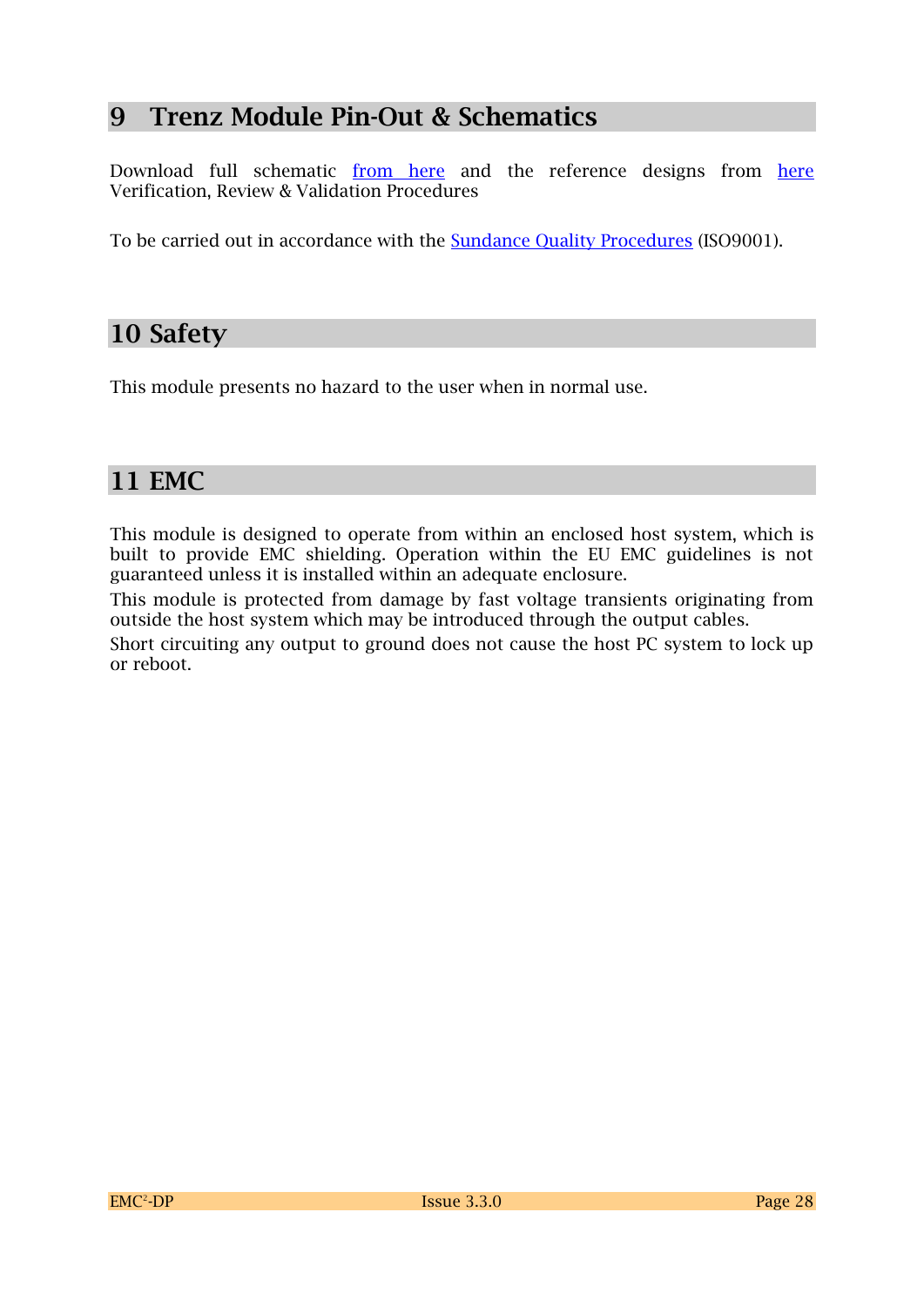# 9 Trenz Module Pin-Out & Schematics

Download full schematic from here and the reference designs from here
Verification, Review & Validation Procedures

To be carried out in accordance with the Sundance Quality Procedures (ISO9001).

# 10 Safety

This module presents no hazard to the user when in normal use.

# 11 EMC

This module is designed to operate from within an enclosed host system, which is built to provide EMC shielding. Operation within the EU EMC guidelines is not guaranteed unless it is installed within an adequate enclosure.

This module is protected from damage by fast voltage transients originating from outside the host system which may be introduced through the output cables.

Short circuiting any output to ground does not cause the host PC system to lock up or reboot.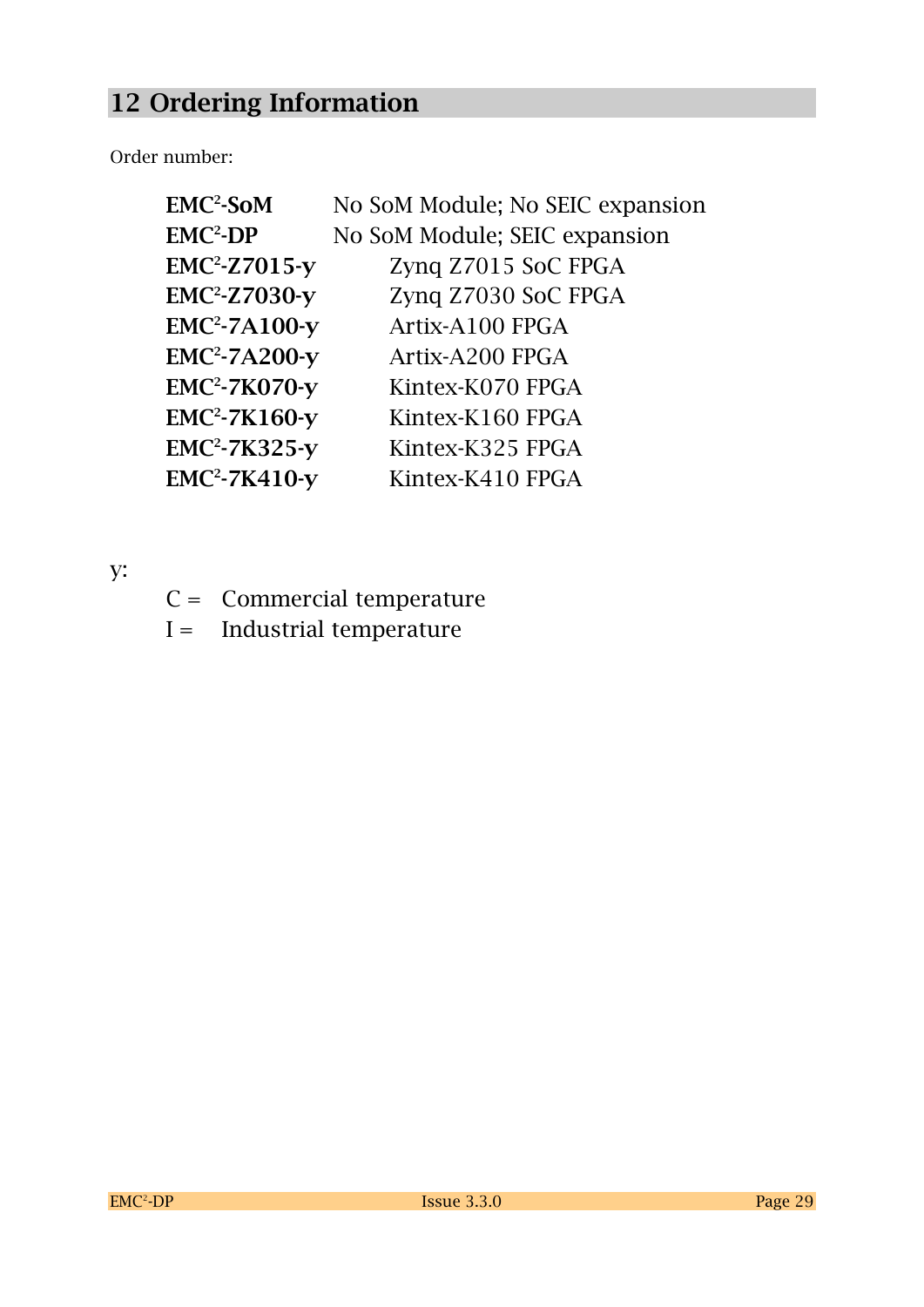## 12 Ordering Information

Order number:

| | |
|---|---|
| **EMC[2]-SoM** | No SoM Module; No SEIC expansion |
| **EMC[2]-DP** | No SoM Module; SEIC expansion |
| **EMC[2]-Z7015-y** | Zynq Z7015 SoC FPGA |
| **EMC[2]-Z7030-y** | Zynq Z7030 SoC FPGA |
| **EMC[2]-7A100-y** | Artix-A100 FPGA |
| **EMC[2]-7A200-y** | Artix-A200 FPGA |
| **EMC[2]-7K070-y** | Kintex-K070 FPGA |
| **EMC[2]-7K160-y** | Kintex-K160 FPGA |
| **EMC[2]-7K325-y** | Kintex-K325 FPGA |
| **EMC[2]-7K410-y** | Kintex-K410 FPGA |

y:

C = Commercial temperature

I = Industrial temperature